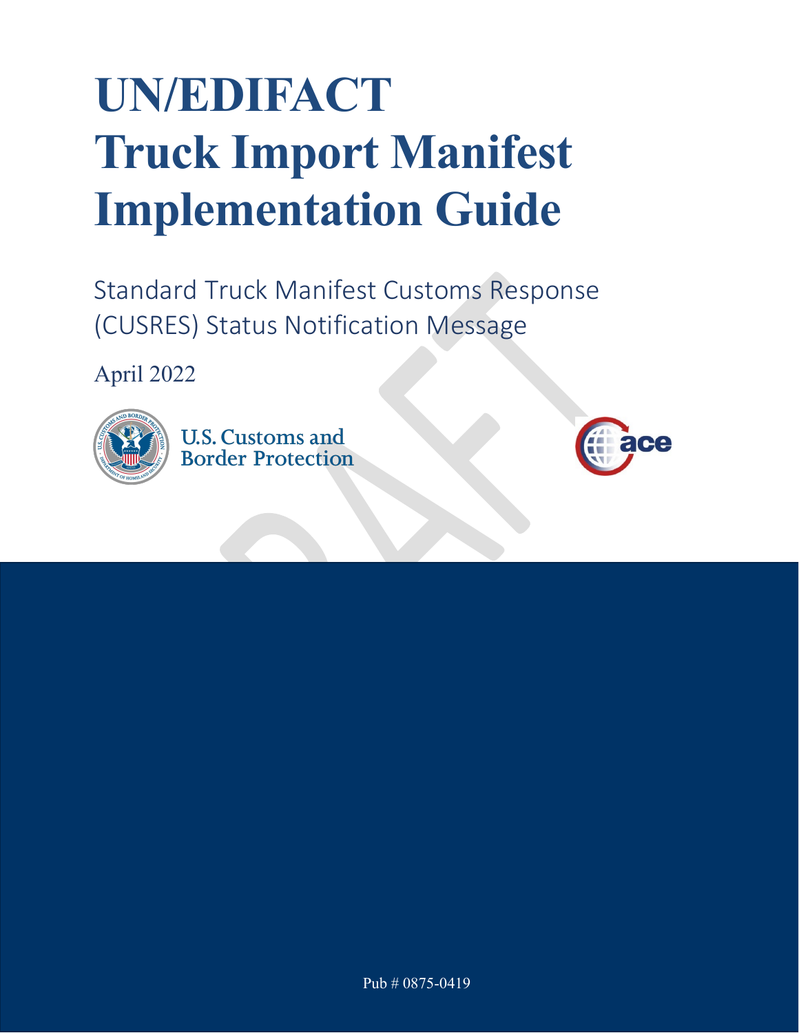# UN/EDIFACT Truck Import Manifest Implementation Guide

Standard Truck Manifest Customs Response (CUSRES) Status Notification Message

April 2022

U.S. Customs and Border Protection

Pub # 0875-0419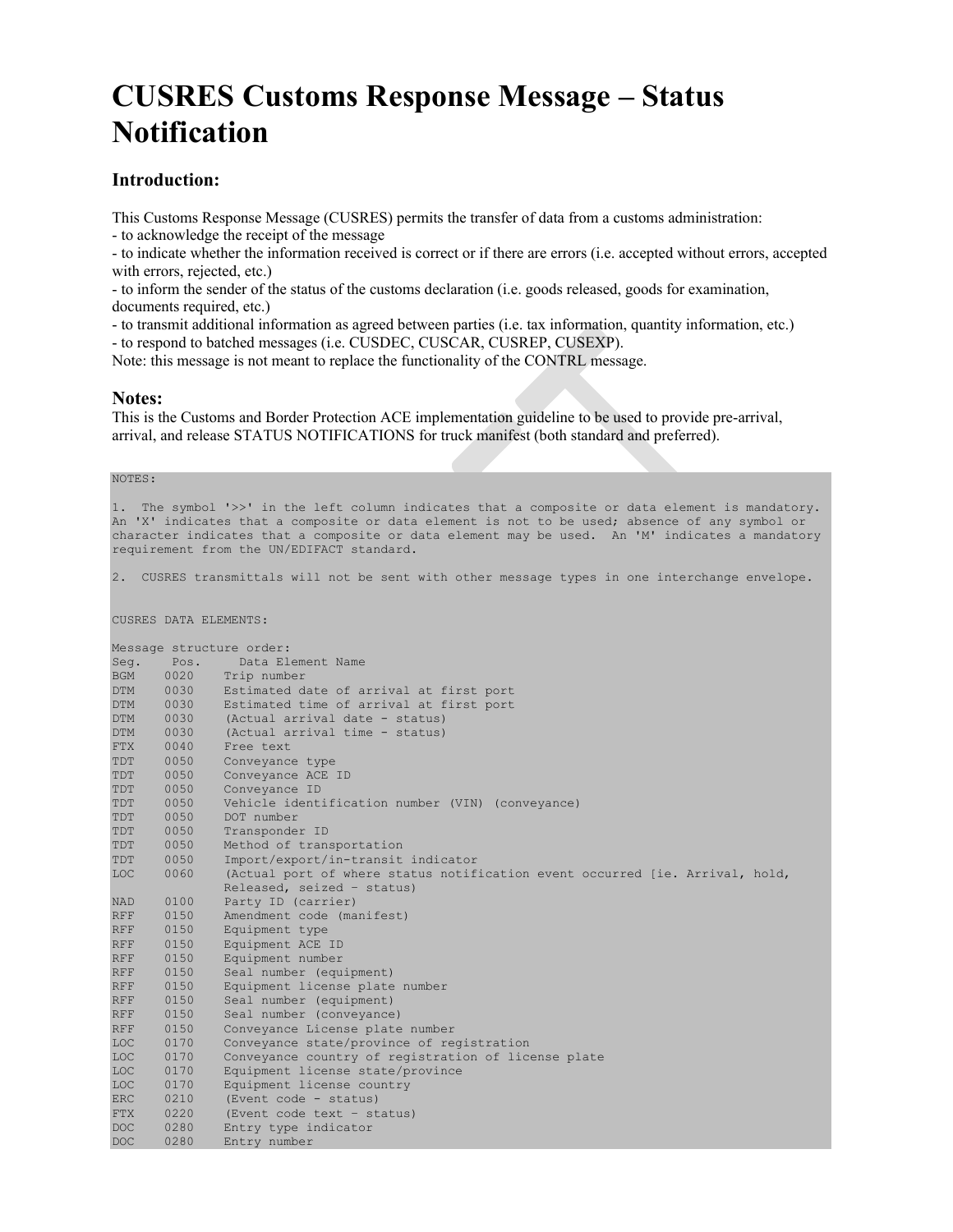# CUSRES Customs Response Message – Status Notification

## Introduction:

This Customs Response Message (CUSRES) permits the transfer of data from a customs administration:
- to acknowledge the receipt of the message
- to indicate whether the information received is correct or if there are errors (i.e. accepted without errors, accepted with errors, rejected, etc.)
- to inform the sender of the status of the customs declaration (i.e. goods released, goods for examination, documents required, etc.)
- to transmit additional information as agreed between parties (i.e. tax information, quantity information, etc.)
- to respond to batched messages (i.e. CUSDEC, CUSCAR, CUSREP, CUSEXP).

Note: this message is not meant to replace the functionality of the CONTRL message.

## Notes:

This is the Customs and Border Protection ACE implementation guideline to be used to provide pre-arrival, arrival, and release STATUS NOTIFICATIONS for truck manifest (both standard and preferred).

```
NOTES:

1.  The symbol '>>' in the left column indicates that a composite or data element is mandatory.
An 'X' indicates that a composite or data element is not to be used; absence of any symbol or
character indicates that a composite or data element may be used.  An 'M' indicates a mandatory
requirement from the UN/EDIFACT standard.

2.  CUSRES transmittals will not be sent with other message types in one interchange envelope.


CUSRES DATA ELEMENTS:

Message structure order:
Seg.    Pos.     Data Element Name
BGM     0020    Trip number
DTM     0030    Estimated date of arrival at first port
DTM     0030    Estimated time of arrival at first port
DTM     0030    (Actual arrival date - status)
DTM     0030    (Actual arrival time - status)
FTX     0040    Free text
TDT     0050    Conveyance type
TDT     0050    Conveyance ACE ID
TDT     0050    Conveyance ID
TDT     0050    Vehicle identification number (VIN) (conveyance)
TDT     0050    DOT number
TDT     0050    Transponder ID
TDT     0050    Method of transportation
TDT     0050    Import/export/in-transit indicator
LOC     0060    (Actual port of where status notification event occurred [ie. Arrival, hold,
                Released, seized – status)
NAD     0100    Party ID (carrier)
RFF     0150    Amendment code (manifest)
RFF     0150    Equipment type
RFF     0150    Equipment ACE ID
RFF     0150    Equipment number
RFF     0150    Seal number (equipment)
RFF     0150    Equipment license plate number
RFF     0150    Seal number (equipment)
RFF     0150    Seal number (conveyance)
RFF     0150    Conveyance License plate number
LOC     0170    Conveyance state/province of registration
LOC     0170    Conveyance country of registration of license plate
LOC     0170    Equipment license state/province
LOC     0170    Equipment license country
ERC     0210    (Event code - status)
FTX     0220    (Event code text – status)
DOC     0280    Entry type indicator
DOC     0280    Entry number
```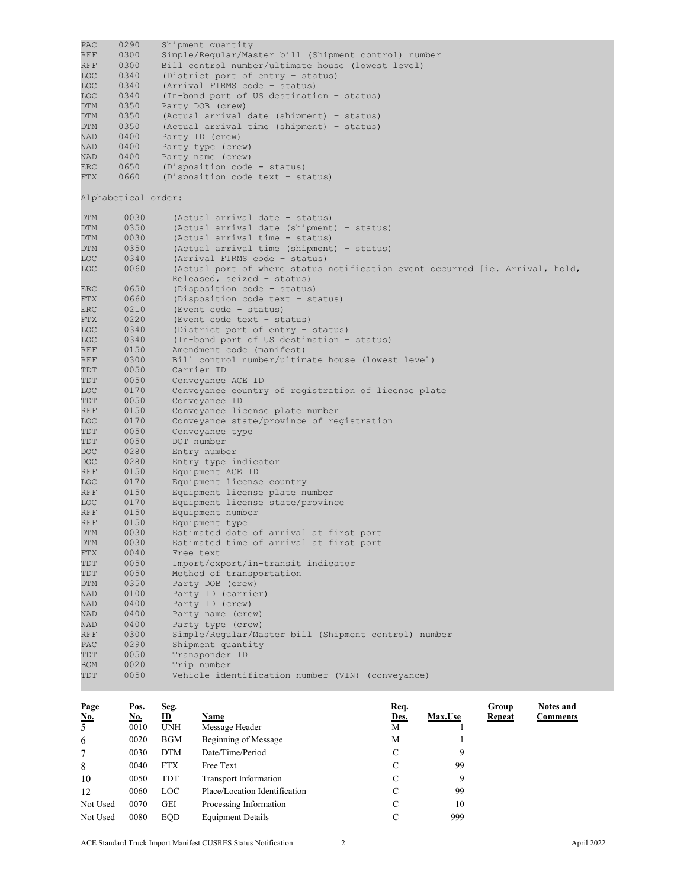```
PAC     0290    Shipment quantity
RFF     0300    Simple/Regular/Master bill (Shipment control) number
RFF     0300    Bill control number/ultimate house (lowest level)
LOC     0340    (District port of entry - status)
LOC     0340    (Arrival FIRMS code - status)
LOC     0340    (In-bond port of US destination - status)
DTM     0350    Party DOB (crew)
DTM     0350    (Actual arrival date (shipment) - status)
DTM     0350    (Actual arrival time (shipment) - status)
NAD     0400    Party ID (crew)
NAD     0400    Party type (crew)
NAD     0400    Party name (crew)
ERC     0650    (Disposition code - status)
FTX     0660    (Disposition code text - status)

Alphabetical order:

DTM     0030    (Actual arrival date - status)
DTM     0350    (Actual arrival date (shipment) - status)
DTM     0030    (Actual arrival time - status)
DTM     0350    (Actual arrival time (shipment) - status)
LOC     0340    (Arrival FIRMS code - status)
LOC     0060    (Actual port of where status notification event occurred [ie. Arrival, hold,
                Released, seized - status)
ERC     0650    (Disposition code - status)
FTX     0660    (Disposition code text - status)
ERC     0210    (Event code - status)
FTX     0220    (Event code text - status)
LOC     0340    (District port of entry - status)
LOC     0340    (In-bond port of US destination - status)
RFF     0150    Amendment code (manifest)
RFF     0300    Bill control number/ultimate house (lowest level)
TDT     0050    Carrier ID
TDT     0050    Conveyance ACE ID
LOC     0170    Conveyance country of registration of license plate
TDT     0050    Conveyance ID
RFF     0150    Conveyance license plate number
LOC     0170    Conveyance state/province of registration
TDT     0050    Conveyance type
TDT     0050    DOT number
DOC     0280    Entry number
DOC     0280    Entry type indicator
RFF     0150    Equipment ACE ID
LOC     0170    Equipment license country
RFF     0150    Equipment license plate number
LOC     0170    Equipment license state/province
RFF     0150    Equipment number
RFF     0150    Equipment type
DTM     0030    Estimated date of arrival at first port
DTM     0030    Estimated time of arrival at first port
FTX     0040    Free text
TDT     0050    Import/export/in-transit indicator
TDT     0050    Method of transportation
DTM     0350    Party DOB (crew)
NAD     0100    Party ID (carrier)
NAD     0400    Party ID (crew)
NAD     0400    Party name (crew)
NAD     0400    Party type (crew)
RFF     0300    Simple/Regular/Master bill (Shipment control) number
PAC     0290    Shipment quantity
TDT     0050    Transponder ID
BGM     0020    Trip number
TDT     0050    Vehicle identification number (VIN) (conveyance)
```

| Page No. | Pos. No. | Seg. ID | Name | Req. Des. | Max.Use | Group Repeat | Notes and Comments |
|---|---|---|---|---|---|---|---|
| 5 | 0010 | UNH | Message Header | M | 1 | | |
| 6 | 0020 | BGM | Beginning of Message | M | 1 | | |
| 7 | 0030 | DTM | Date/Time/Period | C | 9 | | |
| 8 | 0040 | FTX | Free Text | C | 99 | | |
| 10 | 0050 | TDT | Transport Information | C | 9 | | |
| 12 | 0060 | LOC | Place/Location Identification | C | 99 | | |
| Not Used | 0070 | GEI | Processing Information | C | 10 | | |
| Not Used | 0080 | EQD | Equipment Details | C | 999 | | |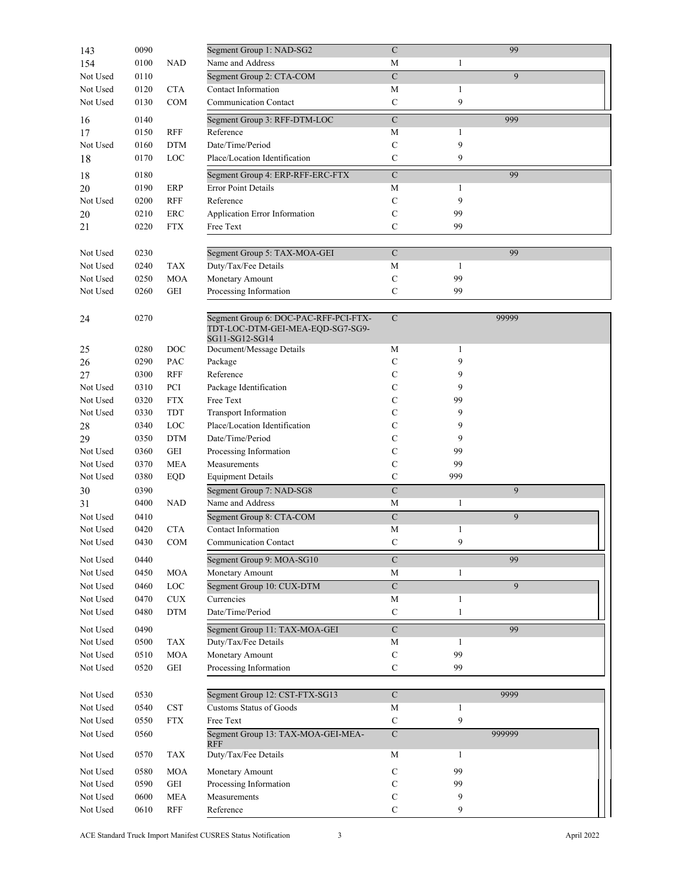| | | | | | | |
|---|---|---|---|---|---|---|
| 143 | 0090 | | Segment Group 1: NAD-SG2 | C | | 99 |
| 154 | 0100 | NAD | Name and Address | M | 1 | |
| Not Used | 0110 | | Segment Group 2: CTA-COM | C | | 9 |
| Not Used | 0120 | CTA | Contact Information | M | 1 | |
| Not Used | 0130 | COM | Communication Contact | C | 9 | |
| 16 | 0140 | | Segment Group 3: RFF-DTM-LOC | C | | 999 |
| 17 | 0150 | RFF | Reference | M | 1 | |
| Not Used | 0160 | DTM | Date/Time/Period | C | 9 | |
| 18 | 0170 | LOC | Place/Location Identification | C | 9 | |
| 18 | 0180 | | Segment Group 4: ERP-RFF-ERC-FTX | C | | 99 |
| 20 | 0190 | ERP | Error Point Details | M | 1 | |
| Not Used | 0200 | RFF | Reference | C | 9 | |
| 20 | 0210 | ERC | Application Error Information | C | 99 | |
| 21 | 0220 | FTX | Free Text | C | 99 | |
| Not Used | 0230 | | Segment Group 5: TAX-MOA-GEI | C | | 99 |
| Not Used | 0240 | TAX | Duty/Tax/Fee Details | M | 1 | |
| Not Used | 0250 | MOA | Monetary Amount | C | 99 | |
| Not Used | 0260 | GEI | Processing Information | C | 99 | |
| 24 | 0270 | | Segment Group 6: DOC-PAC-RFF-PCI-FTX-TDT-LOC-DTM-GEI-MEA-EQD-SG7-SG9-SG11-SG12-SG14 | C | | 99999 |
| 25 | 0280 | DOC | Document/Message Details | M | 1 | |
| 26 | 0290 | PAC | Package | C | 9 | |
| 27 | 0300 | RFF | Reference | C | 9 | |
| Not Used | 0310 | PCI | Package Identification | C | 9 | |
| Not Used | 0320 | FTX | Free Text | C | 99 | |
| Not Used | 0330 | TDT | Transport Information | C | 9 | |
| 28 | 0340 | LOC | Place/Location Identification | C | 9 | |
| 29 | 0350 | DTM | Date/Time/Period | C | 9 | |
| Not Used | 0360 | GEI | Processing Information | C | 99 | |
| Not Used | 0370 | MEA | Measurements | C | 99 | |
| Not Used | 0380 | EQD | Equipment Details | C | 999 | |
| 30 | 0390 | | Segment Group 7: NAD-SG8 | C | | 9 |
| 31 | 0400 | NAD | Name and Address | M | 1 | |
| Not Used | 0410 | | Segment Group 8: CTA-COM | C | | 9 |
| Not Used | 0420 | CTA | Contact Information | M | 1 | |
| Not Used | 0430 | COM | Communication Contact | C | 9 | |
| Not Used | 0440 | | Segment Group 9: MOA-SG10 | C | | 99 |
| Not Used | 0450 | MOA | Monetary Amount | M | 1 | |
| Not Used | 0460 | LOC | Segment Group 10: CUX-DTM | C | | 9 |
| Not Used | 0470 | CUX | Currencies | M | 1 | |
| Not Used | 0480 | DTM | Date/Time/Period | C | 1 | |
| Not Used | 0490 | | Segment Group 11: TAX-MOA-GEI | C | | 99 |
| Not Used | 0500 | TAX | Duty/Tax/Fee Details | M | 1 | |
| Not Used | 0510 | MOA | Monetary Amount | C | 99 | |
| Not Used | 0520 | GEI | Processing Information | C | 99 | |
| Not Used | 0530 | | Segment Group 12: CST-FTX-SG13 | C | | 9999 |
| Not Used | 0540 | CST | Customs Status of Goods | M | 1 | |
| Not Used | 0550 | FTX | Free Text | C | 9 | |
| Not Used | 0560 | | Segment Group 13: TAX-MOA-GEI-MEA-RFF | C | | 999999 |
| Not Used | 0570 | TAX | Duty/Tax/Fee Details | M | 1 | |
| Not Used | 0580 | MOA | Monetary Amount | C | 99 | |
| Not Used | 0590 | GEI | Processing Information | C | 99 | |
| Not Used | 0600 | MEA | Measurements | C | 9 | |
| Not Used | 0610 | RFF | Reference | C | 9 | |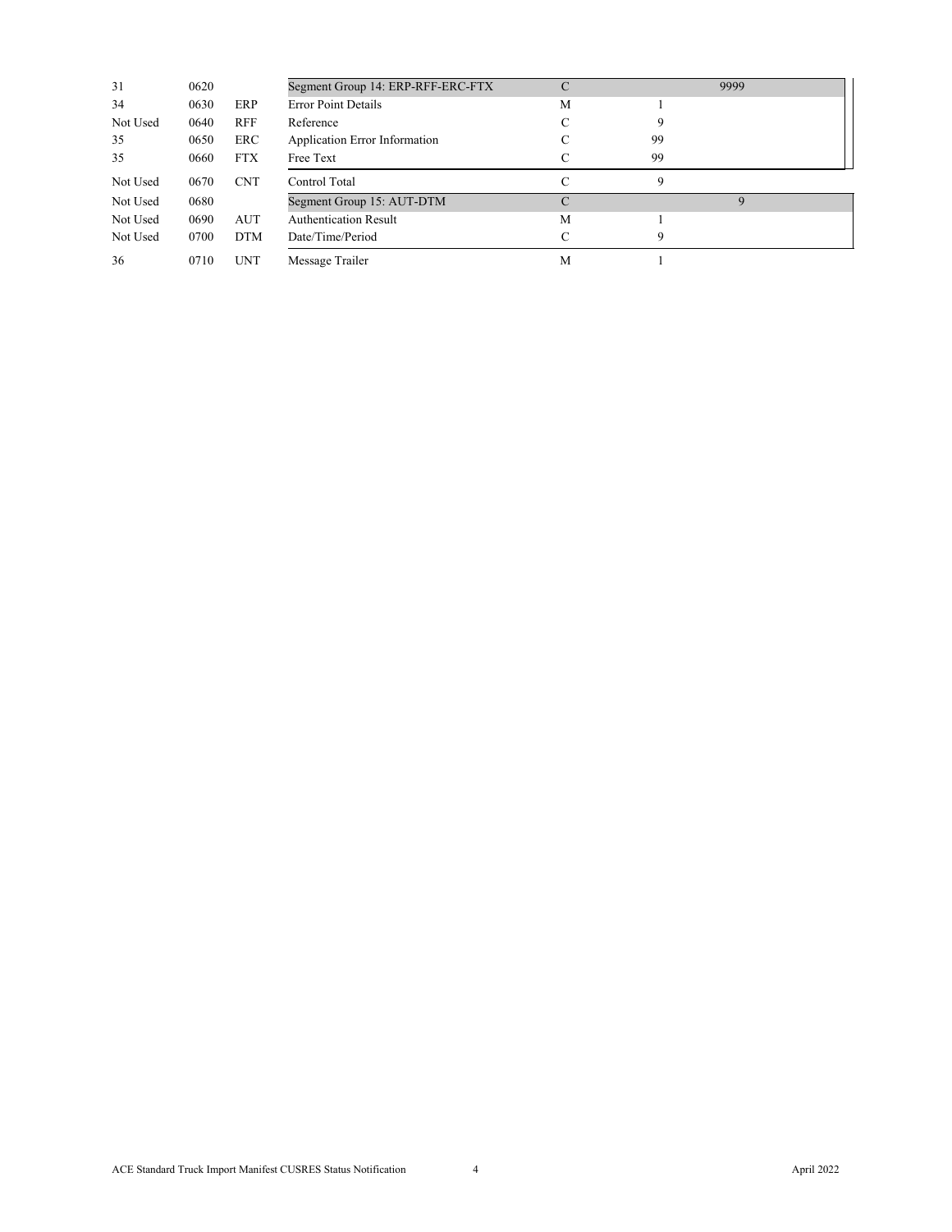| | | | | | | |
|---|---|---|---|---|---|---|
| 31 | 0620 | | Segment Group 14: ERP-RFF-ERC-FTX | C | | 9999 |
| 34 | 0630 | ERP | Error Point Details | M | 1 | |
| Not Used | 0640 | RFF | Reference | C | 9 | |
| 35 | 0650 | ERC | Application Error Information | C | 99 | |
| 35 | 0660 | FTX | Free Text | C | 99 | |
| Not Used | 0670 | CNT | Control Total | C | 9 | |
| Not Used | 0680 | | Segment Group 15: AUT-DTM | C | | 9 |
| Not Used | 0690 | AUT | Authentication Result | M | 1 | |
| Not Used | 0700 | DTM | Date/Time/Period | C | 9 | |
| 36 | 0710 | UNT | Message Trailer | M | 1 | |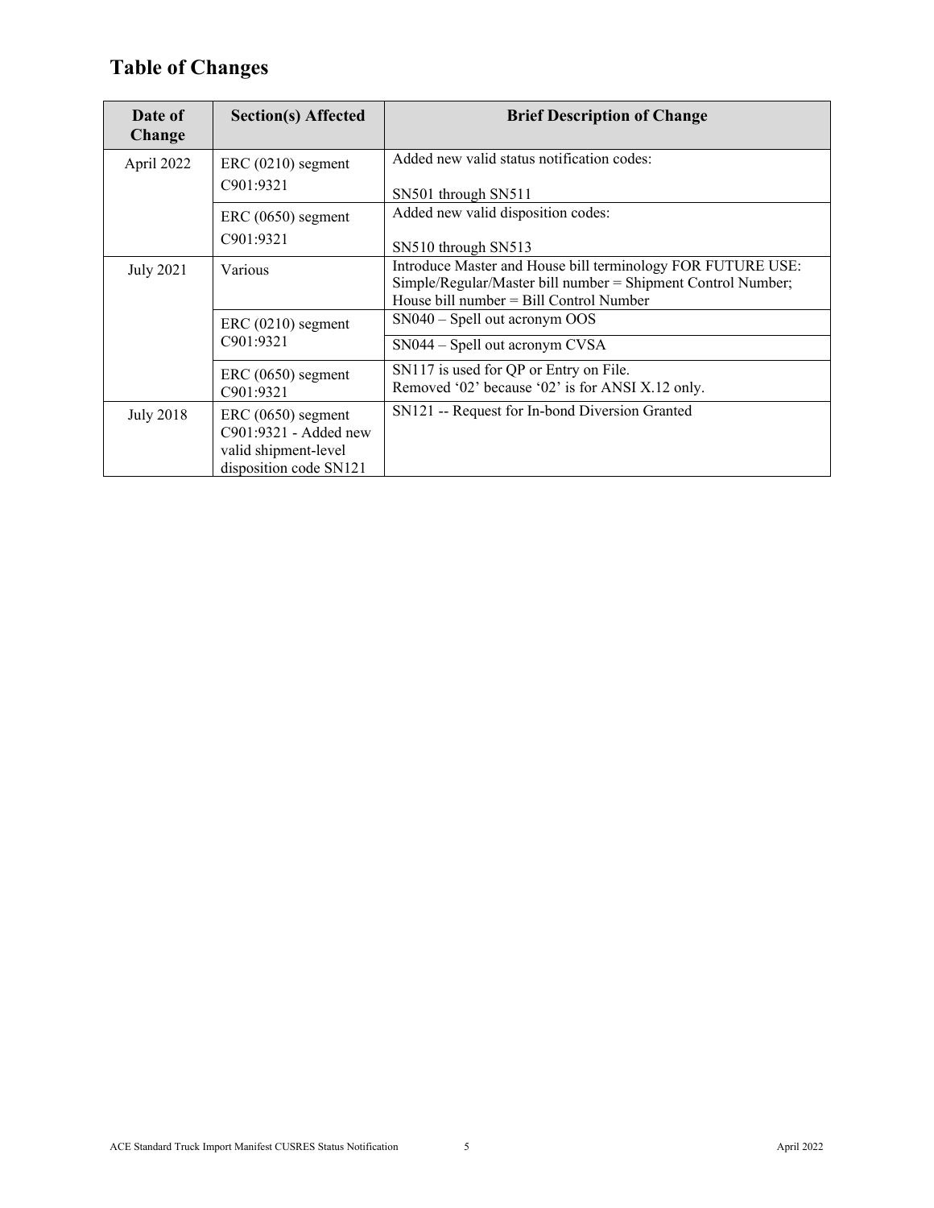## Table of Changes

| Date of Change | Section(s) Affected | Brief Description of Change |
|---|---|---|
| April 2022 | ERC (0210) segment C901:9321 | Added new valid status notification codes: SN501 through SN511 |
| | ERC (0650) segment C901:9321 | Added new valid disposition codes: SN510 through SN513 |
| July 2021 | Various | Introduce Master and House bill terminology FOR FUTURE USE: Simple/Regular/Master bill number = Shipment Control Number; House bill number = Bill Control Number |
| | ERC (0210) segment C901:9321 | SN040 – Spell out acronym OOS |
| | | SN044 – Spell out acronym CVSA |
| | ERC (0650) segment C901:9321 | SN117 is used for QP or Entry on File. Removed '02' because '02' is for ANSI X.12 only. |
| July 2018 | ERC (0650) segment C901:9321 - Added new valid shipment-level disposition code SN121 | SN121 -- Request for In-bond Diversion Granted |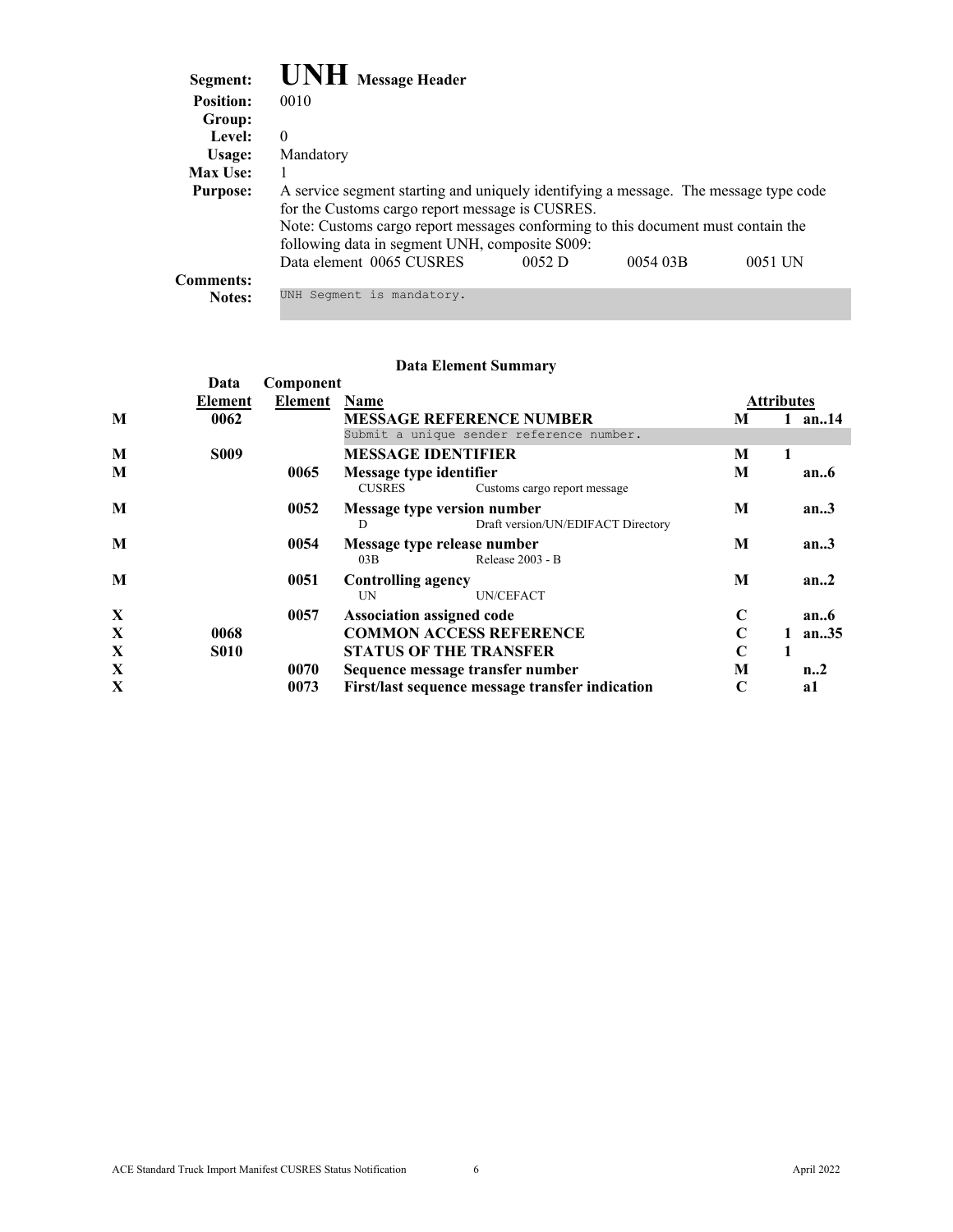**Segment:** **UNH** Message Header
**Position:** 0010
**Group:**
**Level:** 0
**Usage:** Mandatory
**Max Use:** 1
**Purpose:** A service segment starting and uniquely identifying a message. The message type code for the Customs cargo report message is CUSRES.
Note: Customs cargo report messages conforming to this document must contain the following data in segment UNH, composite S009:
Data element 0065 CUSRES    0052 D    0054 03B    0051 UN
**Comments:**
**Notes:** UNH Segment is mandatory.

### Data Element Summary

| | Data Element | Component Element | Name | Attributes | | |
|---|---|---|---|---|---|---|
| M | 0062 | | **MESSAGE REFERENCE NUMBER**<br>Submit a unique sender reference number. | M | 1 | an..14 |
| M | S009 | | **MESSAGE IDENTIFIER** | M | 1 | |
| M | | 0065 | **Message type identifier**<br>CUSRES    Customs cargo report message | M | | an..6 |
| M | | 0052 | **Message type version number**<br>D    Draft version/UN/EDIFACT Directory | M | | an..3 |
| M | | 0054 | **Message type release number**<br>03B    Release 2003 - B | M | | an..3 |
| M | | 0051 | **Controlling agency**<br>UN    UN/CEFACT | M | | an..2 |
| X | | 0057 | **Association assigned code** | C | | an..6 |
| X | 0068 | | **COMMON ACCESS REFERENCE** | C | 1 | an..35 |
| X | S010 | | **STATUS OF THE TRANSFER** | C | 1 | |
| X | | 0070 | **Sequence message transfer number** | M | | n..2 |
| X | | 0073 | **First/last sequence message transfer indication** | C | | a1 |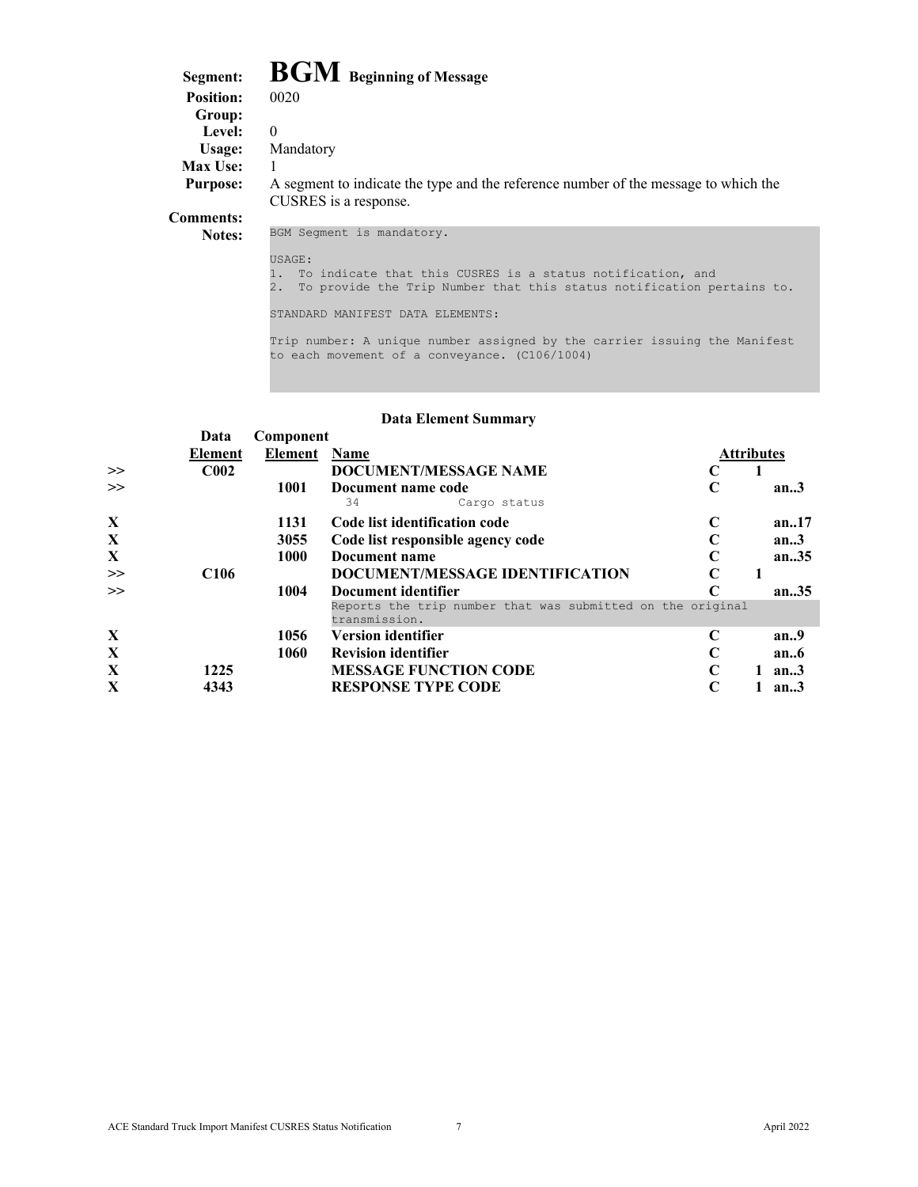# Segment: BGM Beginning of Message

**Position:** 0020

**Group:**

**Level:** 0

**Usage:** Mandatory

**Max Use:** 1

**Purpose:** A segment to indicate the type and the reference number of the message to which the CUSRES is a response.

**Comments:**

**Notes:**

```
BGM Segment is mandatory.

USAGE:
1.  To indicate that this CUSRES is a status notification, and
2.  To provide the Trip Number that this status notification pertains to.

STANDARD MANIFEST DATA ELEMENTS:

Trip number: A unique number assigned by the carrier issuing the Manifest
to each movement of a conveyance. (C106/1004)
```

### Data Element Summary

| | Data Element | Component Element | Name | Attributes | | |
|---|---|---|---|---|---|---|
| >> | **C002** | | **DOCUMENT/MESSAGE NAME** | **C** | **1** | |
| >> | | **1001** | **Document name code**<br>34 Cargo status | **C** | | **an..3** |
| **X** | | **1131** | **Code list identification code** | **C** | | **an..17** |
| **X** | | **3055** | **Code list responsible agency code** | **C** | | **an..3** |
| **X** | | **1000** | **Document name** | **C** | | **an..35** |
| >> | **C106** | | **DOCUMENT/MESSAGE IDENTIFICATION** | **C** | **1** | |
| >> | | **1004** | **Document identifier**<br>Reports the trip number that was submitted on the original transmission. | **C** | | **an..35** |
| **X** | | **1056** | **Version identifier** | **C** | | **an..9** |
| **X** | | **1060** | **Revision identifier** | **C** | | **an..6** |
| **X** | **1225** | | **MESSAGE FUNCTION CODE** | **C** | **1** | **an..3** |
| **X** | **4343** | | **RESPONSE TYPE CODE** | **C** | **1** | **an..3** |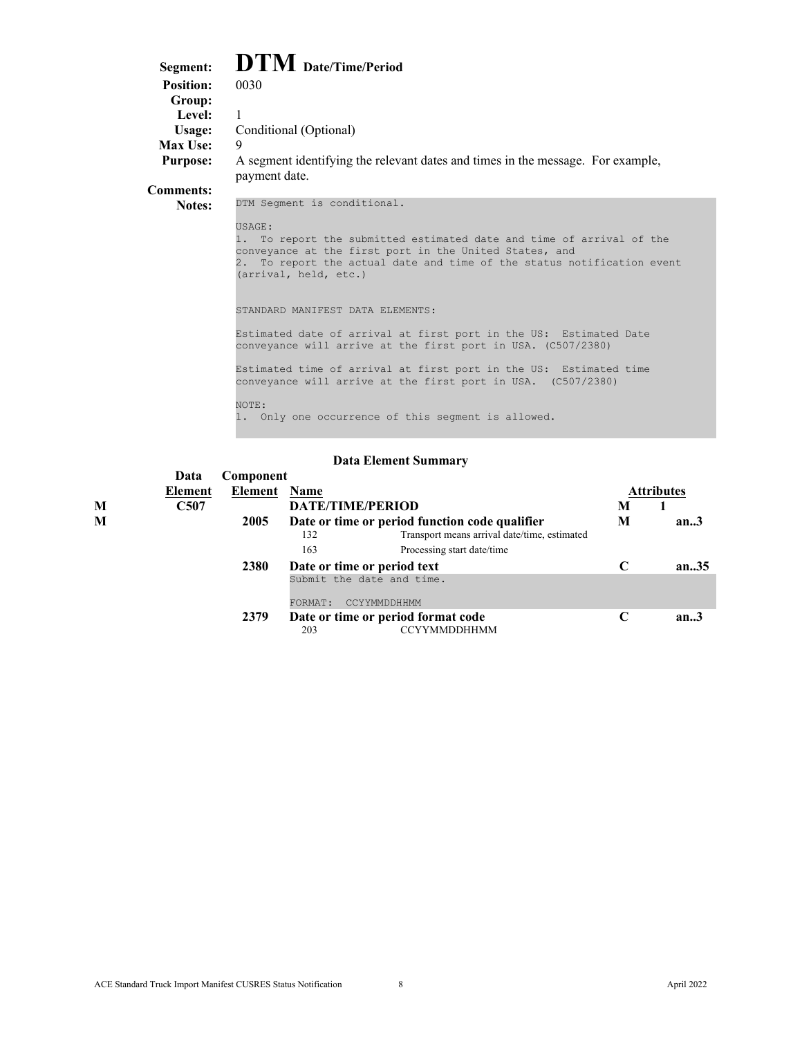# Segment: DTM Date/Time/Period

**Position:** 0030
**Group:**
**Level:** 1
**Usage:** Conditional (Optional)
**Max Use:** 9
**Purpose:** A segment identifying the relevant dates and times in the message. For example, payment date.
**Comments:**
**Notes:**

```
DTM Segment is conditional.

USAGE:
1. To report the submitted estimated date and time of arrival of the
conveyance at the first port in the United States, and
2. To report the actual date and time of the status notification event
(arrival, held, etc.)


STANDARD MANIFEST DATA ELEMENTS:

Estimated date of arrival at first port in the US: Estimated Date
conveyance will arrive at the first port in USA. (C507/2380)

Estimated time of arrival at first port in the US: Estimated time
conveyance will arrive at the first port in USA. (C507/2380)

NOTE:
1. Only one occurrence of this segment is allowed.
```

## Data Element Summary

| | Data Element | Component Element | Name | Attributes | | |
|---|---|---|---|---|---|---|
| M | C507 | | **DATE/TIME/PERIOD** | M | 1 | |
| M | | 2005 | **Date or time or period function code qualifier** | M | | an..3 |
| | | | 132 — Transport means arrival date/time, estimated | | | |
| | | | 163 — Processing start date/time | | | |
| | | 2380 | **Date or time or period text** | C | | an..35 |
| | | | Submit the date and time. FORMAT: CCYYMMDDHHMM | | | |
| | | 2379 | **Date or time or period format code** | C | | an..3 |
| | | | 203 — CCYYMMDDHHMM | | | |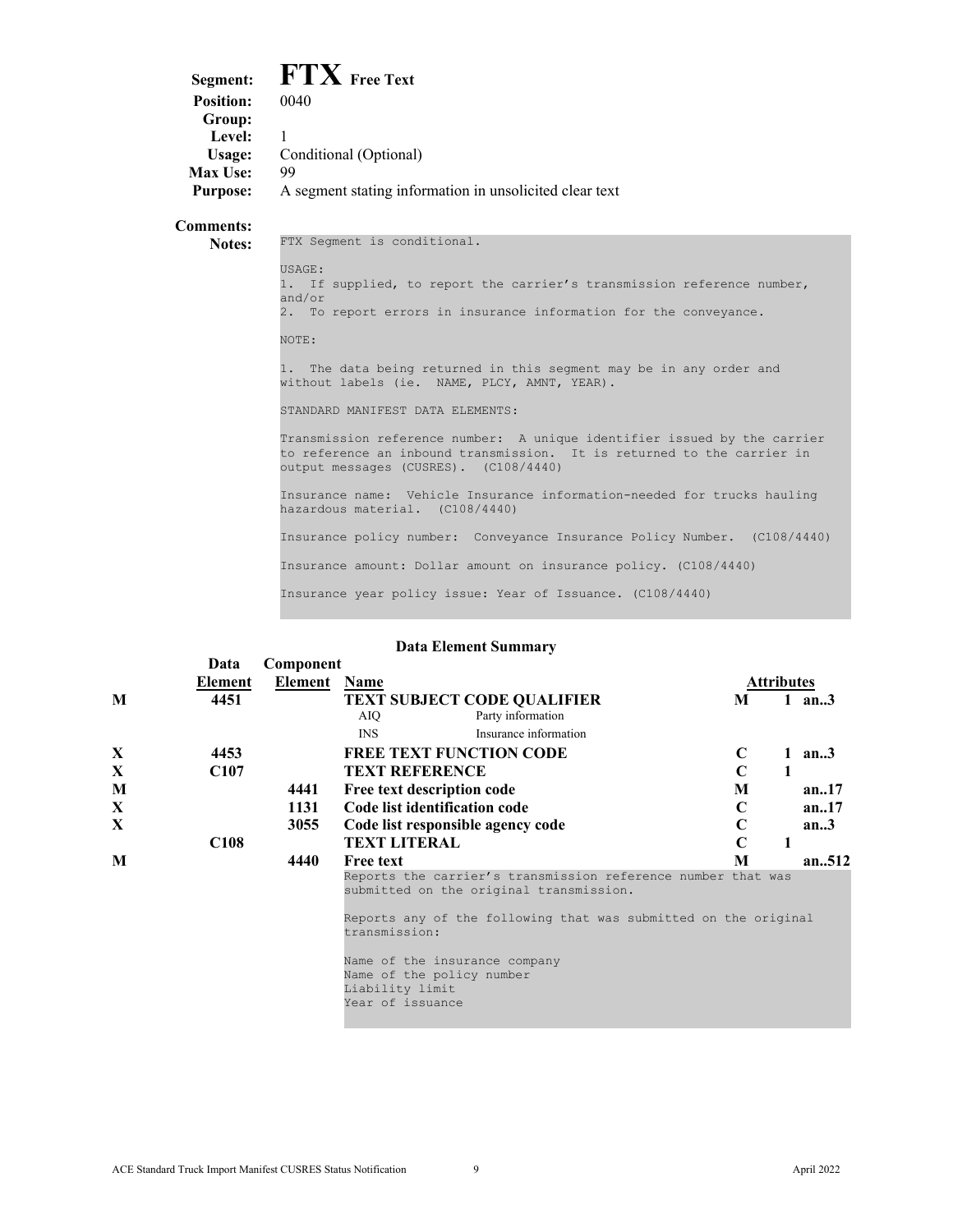# Segment: FTX Free Text

**Position:** 0040

**Group:**

**Level:** 1

**Usage:** Conditional (Optional)

**Max Use:** 99

**Purpose:** A segment stating information in unsolicited clear text

**Comments:**

**Notes:**

```
FTX Segment is conditional.

USAGE:
1.  If supplied, to report the carrier's transmission reference number,
and/or
2.  To report errors in insurance information for the conveyance.

NOTE:

1.  The data being returned in this segment may be in any order and
without labels (ie.  NAME, PLCY, AMNT, YEAR).

STANDARD MANIFEST DATA ELEMENTS:

Transmission reference number:  A unique identifier issued by the carrier
to reference an inbound transmission.  It is returned to the carrier in
output messages (CUSRES).  (C108/4440)

Insurance name:  Vehicle Insurance information-needed for trucks hauling
hazardous material.  (C108/4440)

Insurance policy number:  Conveyance Insurance Policy Number.  (C108/4440)

Insurance amount: Dollar amount on insurance policy. (C108/4440)

Insurance year policy issue: Year of Issuance. (C108/4440)
```

## Data Element Summary

| | Data Element | Component Element | Name | Attributes | | |
|---|---|---|---|---|---|---|
| **M** | **4451** | | **TEXT SUBJECT CODE QUALIFIER** | **M** | **1** | **an..3** |
| | | | AIQ — Party information | | | |
| | | | INS — Insurance information | | | |
| **X** | **4453** | | **FREE TEXT FUNCTION CODE** | **C** | **1** | **an..3** |
| **X** | **C107** | | **TEXT REFERENCE** | **C** | **1** | |
| **M** | | **4441** | **Free text description code** | **M** | | **an..17** |
| **X** | | **1131** | **Code list identification code** | **C** | | **an..17** |
| **X** | | **3055** | **Code list responsible agency code** | **C** | | **an..3** |
| | **C108** | | **TEXT LITERAL** | **C** | **1** | |
| **M** | | **4440** | **Free text** | **M** | | **an..512** |

```
Reports the carrier's transmission reference number that was
submitted on the original transmission.

Reports any of the following that was submitted on the original
transmission:

Name of the insurance company
Name of the policy number
Liability limit
Year of issuance
```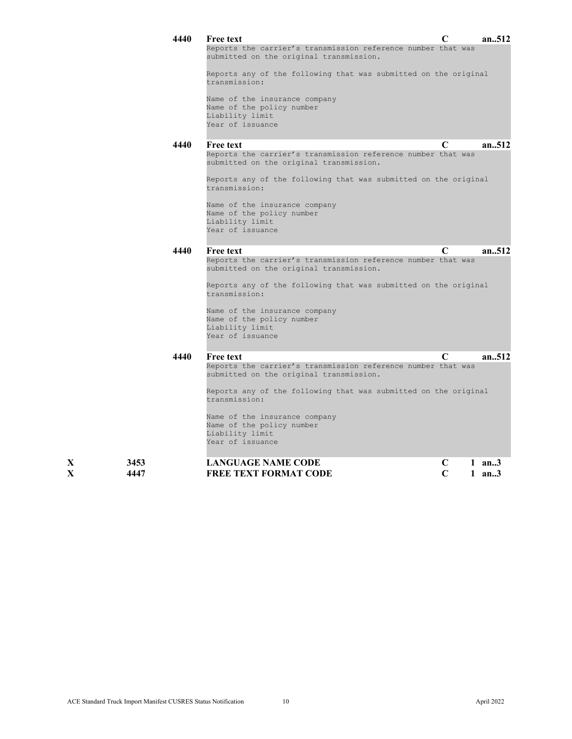**4440 Free text** C an..512

```
Reports the carrier's transmission reference number that was
submitted on the original transmission.

Reports any of the following that was submitted on the original
transmission:

Name of the insurance company
Name of the policy number
Liability limit
Year of issuance
```

**4440 Free text** C an..512

```
Reports the carrier's transmission reference number that was
submitted on the original transmission.

Reports any of the following that was submitted on the original
transmission:

Name of the insurance company
Name of the policy number
Liability limit
Year of issuance
```

**4440 Free text** C an..512

```
Reports the carrier's transmission reference number that was
submitted on the original transmission.

Reports any of the following that was submitted on the original
transmission:

Name of the insurance company
Name of the policy number
Liability limit
Year of issuance
```

**4440 Free text** C an..512

```
Reports the carrier's transmission reference number that was
submitted on the original transmission.

Reports any of the following that was submitted on the original
transmission:

Name of the insurance company
Name of the policy number
Liability limit
Year of issuance
```

| | | | | | |
|---|---|---|---|---|---|
| **X** | **3453** | **LANGUAGE NAME CODE** | **C** | **1** | **an..3** |
| **X** | **4447** | **FREE TEXT FORMAT CODE** | **C** | **1** | **an..3** |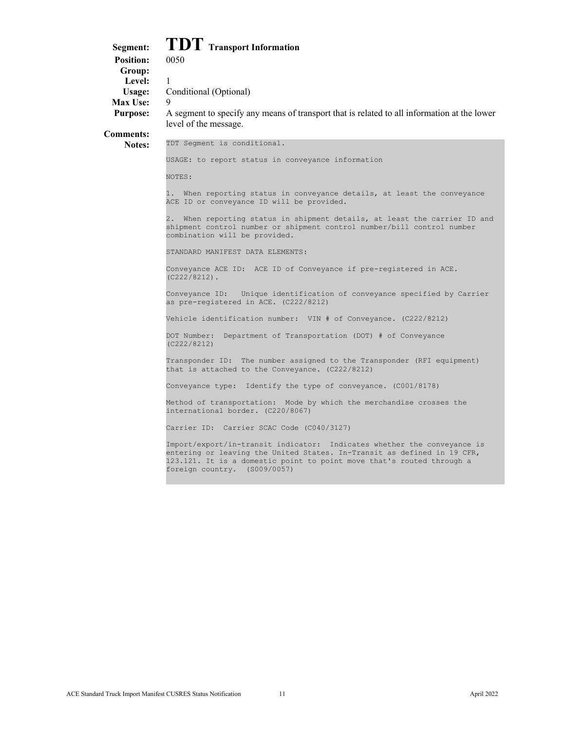# Segment: TDT Transport Information

**Position:** 0050

**Group:**

**Level:** 1

**Usage:** Conditional (Optional)

**Max Use:** 9

**Purpose:** A segment to specify any means of transport that is related to all information at the lower level of the message.

**Comments:**

**Notes:**

```
TDT Segment is conditional.

USAGE: to report status in conveyance information

NOTES:

1.  When reporting status in conveyance details, at least the conveyance
ACE ID or conveyance ID will be provided.

2.  When reporting status in shipment details, at least the carrier ID and
shipment control number or shipment control number/bill control number
combination will be provided.

STANDARD MANIFEST DATA ELEMENTS:

Conveyance ACE ID:  ACE ID of Conveyance if pre-registered in ACE.
(C222/8212).

Conveyance ID:   Unique identification of conveyance specified by Carrier
as pre-registered in ACE. (C222/8212)

Vehicle identification number:  VIN # of Conveyance. (C222/8212)

DOT Number:  Department of Transportation (DOT) # of Conveyance
(C222/8212)

Transponder ID:  The number assigned to the Transponder (RFI equipment)
that is attached to the Conveyance. (C222/8212)

Conveyance type:  Identify the type of conveyance. (C001/8178)

Method of transportation:  Mode by which the merchandise crosses the
international border. (C220/8067)

Carrier ID:  Carrier SCAC Code (C040/3127)

Import/export/in-transit indicator:  Indicates whether the conveyance is
entering or leaving the United States. In-Transit as defined in 19 CFR,
123.121. It is a domestic point to point move that's routed through a
foreign country.  (S009/0057)
```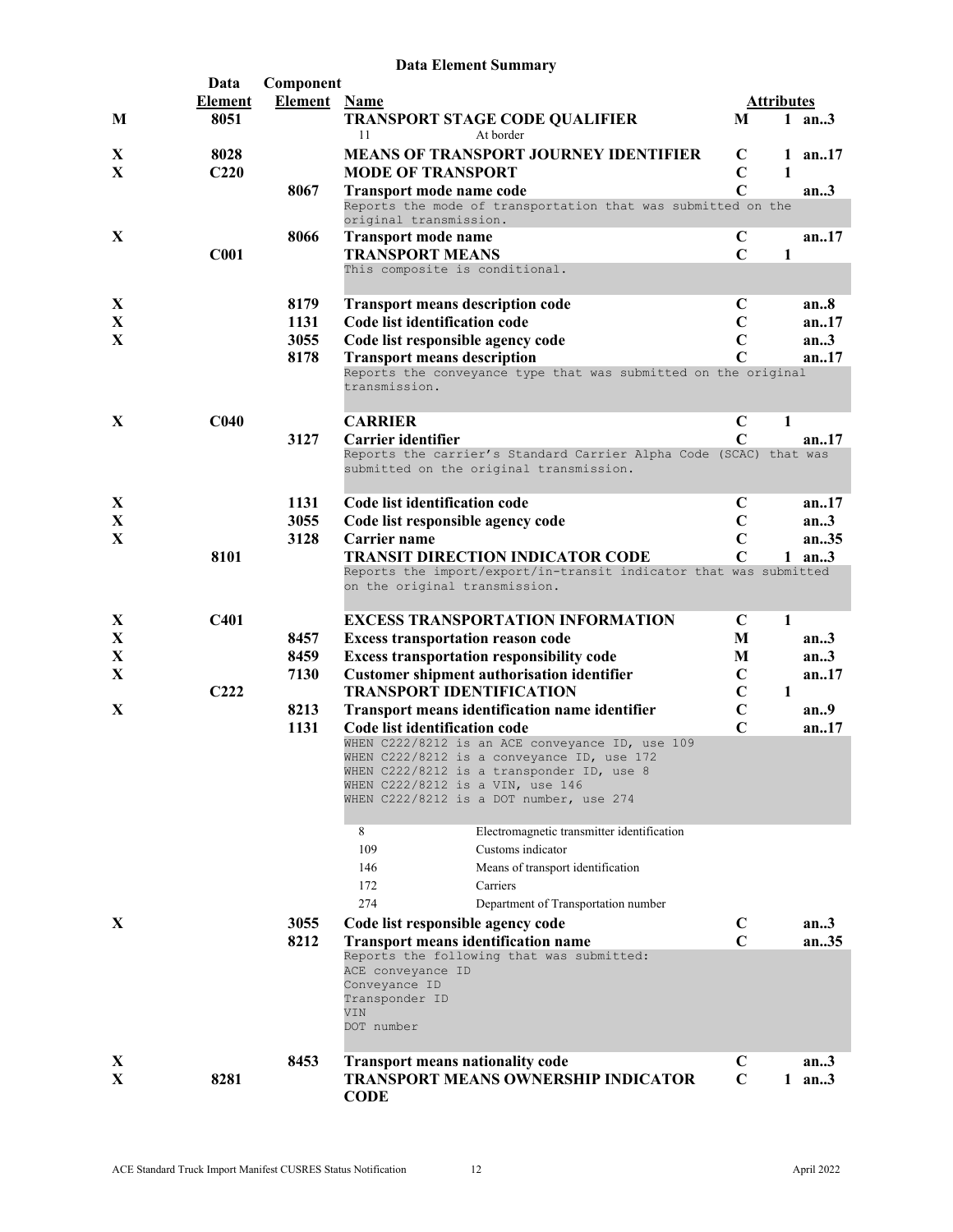## Data Element Summary

| | Data Element | Component Element | Name | Attributes | | |
|---|---|---|---|---|---|---|
| M | 8051 | | **TRANSPORT STAGE CODE QUALIFIER** | M | 1 | an..3 |
| | | | 11 At border | | | |
| X | 8028 | | **MEANS OF TRANSPORT JOURNEY IDENTIFIER** | C | 1 | an..17 |
| X | C220 | | **MODE OF TRANSPORT** | C | 1 | |
| | | 8067 | **Transport mode name code** | C | | an..3 |
| | | | Reports the mode of transportation that was submitted on the original transmission. | | | |
| X | | 8066 | **Transport mode name** | C | | an..17 |
| | C001 | | **TRANSPORT MEANS** | C | 1 | |
| | | | This composite is conditional. | | | |
| X | | 8179 | **Transport means description code** | C | | an..8 |
| X | | 1131 | **Code list identification code** | C | | an..17 |
| X | | 3055 | **Code list responsible agency code** | C | | an..3 |
| | | 8178 | **Transport means description** | C | | an..17 |
| | | | Reports the conveyance type that was submitted on the original transmission. | | | |
| X | C040 | | **CARRIER** | C | 1 | |
| | | 3127 | **Carrier identifier** | C | | an..17 |
| | | | Reports the carrier's Standard Carrier Alpha Code (SCAC) that was submitted on the original transmission. | | | |
| X | | 1131 | **Code list identification code** | C | | an..17 |
| X | | 3055 | **Code list responsible agency code** | C | | an..3 |
| X | | 3128 | **Carrier name** | C | | an..35 |
| | 8101 | | **TRANSIT DIRECTION INDICATOR CODE** | C | 1 | an..3 |
| | | | Reports the import/export/in-transit indicator that was submitted on the original transmission. | | | |
| X | C401 | | **EXCESS TRANSPORTATION INFORMATION** | C | 1 | |
| X | | 8457 | **Excess transportation reason code** | M | | an..3 |
| X | | 8459 | **Excess transportation responsibility code** | M | | an..3 |
| X | | 7130 | **Customer shipment authorisation identifier** | C | | an..17 |
| | C222 | | **TRANSPORT IDENTIFICATION** | C | 1 | |
| X | | 8213 | **Transport means identification name identifier** | C | | an..9 |
| | | 1131 | **Code list identification code** | C | | an..17 |
| | | | WHEN C222/8212 is an ACE conveyance ID, use 109<br>WHEN C222/8212 is a conveyance ID, use 172<br>WHEN C222/8212 is a transponder ID, use 8<br>WHEN C222/8212 is a VIN, use 146<br>WHEN C222/8212 is a DOT number, use 274 | | | |
| | | | 8 Electromagnetic transmitter identification | | | |
| | | | 109 Customs indicator | | | |
| | | | 146 Means of transport identification | | | |
| | | | 172 Carriers | | | |
| | | | 274 Department of Transportation number | | | |
| X | | 3055 | **Code list responsible agency code** | C | | an..3 |
| | | 8212 | **Transport means identification name** | C | | an..35 |
| | | | Reports the following that was submitted:<br>ACE conveyance ID<br>Conveyance ID<br>Transponder ID<br>VIN<br>DOT number | | | |
| X | | 8453 | **Transport means nationality code** | C | | an..3 |
| X | 8281 | | **TRANSPORT MEANS OWNERSHIP INDICATOR CODE** | C | 1 | an..3 |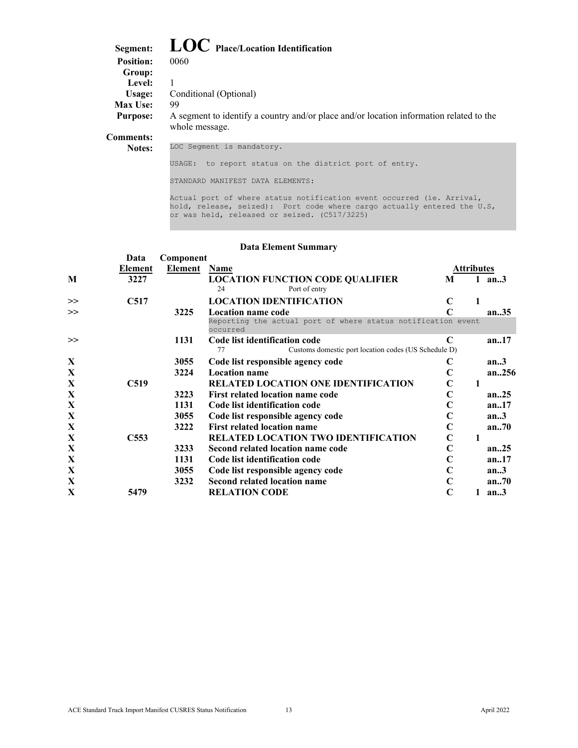**Segment:** **LOC** **Place/Location Identification**
**Position:** 0060
**Group:**
**Level:** 1
**Usage:** Conditional (Optional)
**Max Use:** 99
**Purpose:** A segment to identify a country and/or place and/or location information related to the whole message.
**Comments:**
**Notes:**

```
LOC Segment is mandatory.

USAGE:  to report status on the district port of entry.

STANDARD MANIFEST DATA ELEMENTS:

Actual port of where status notification event occurred (ie. Arrival,
hold, release, seized):  Port code where cargo actually entered the U.S,
or was held, released or seized. (C517/3225)
```

**Data Element Summary**

| | Data Element | Component Element | Name | Attributes | | |
|---|---|---|---|---|---|---|
| M | 3227 | | **LOCATION FUNCTION CODE QUALIFIER**<br>24 Port of entry | M | 1 | an..3 |
| >> | C517 | | **LOCATION IDENTIFICATION** | C | 1 | |
| >> | | 3225 | **Location name code**<br>Reporting the actual port of where status notification event occurred | C | | an..35 |
| >> | | 1131 | **Code list identification code**<br>77 Customs domestic port location codes (US Schedule D) | C | | an..17 |
| X | | 3055 | **Code list responsible agency code** | C | | an..3 |
| X | | 3224 | **Location name** | C | | an..256 |
| X | C519 | | **RELATED LOCATION ONE IDENTIFICATION** | C | 1 | |
| X | | 3223 | **First related location name code** | C | | an..25 |
| X | | 1131 | **Code list identification code** | C | | an..17 |
| X | | 3055 | **Code list responsible agency code** | C | | an..3 |
| X | | 3222 | **First related location name** | C | | an..70 |
| X | C553 | | **RELATED LOCATION TWO IDENTIFICATION** | C | 1 | |
| X | | 3233 | **Second related location name code** | C | | an..25 |
| X | | 1131 | **Code list identification code** | C | | an..17 |
| X | | 3055 | **Code list responsible agency code** | C | | an..3 |
| X | | 3232 | **Second related location name** | C | | an..70 |
| X | 5479 | | **RELATION CODE** | C | 1 | an..3 |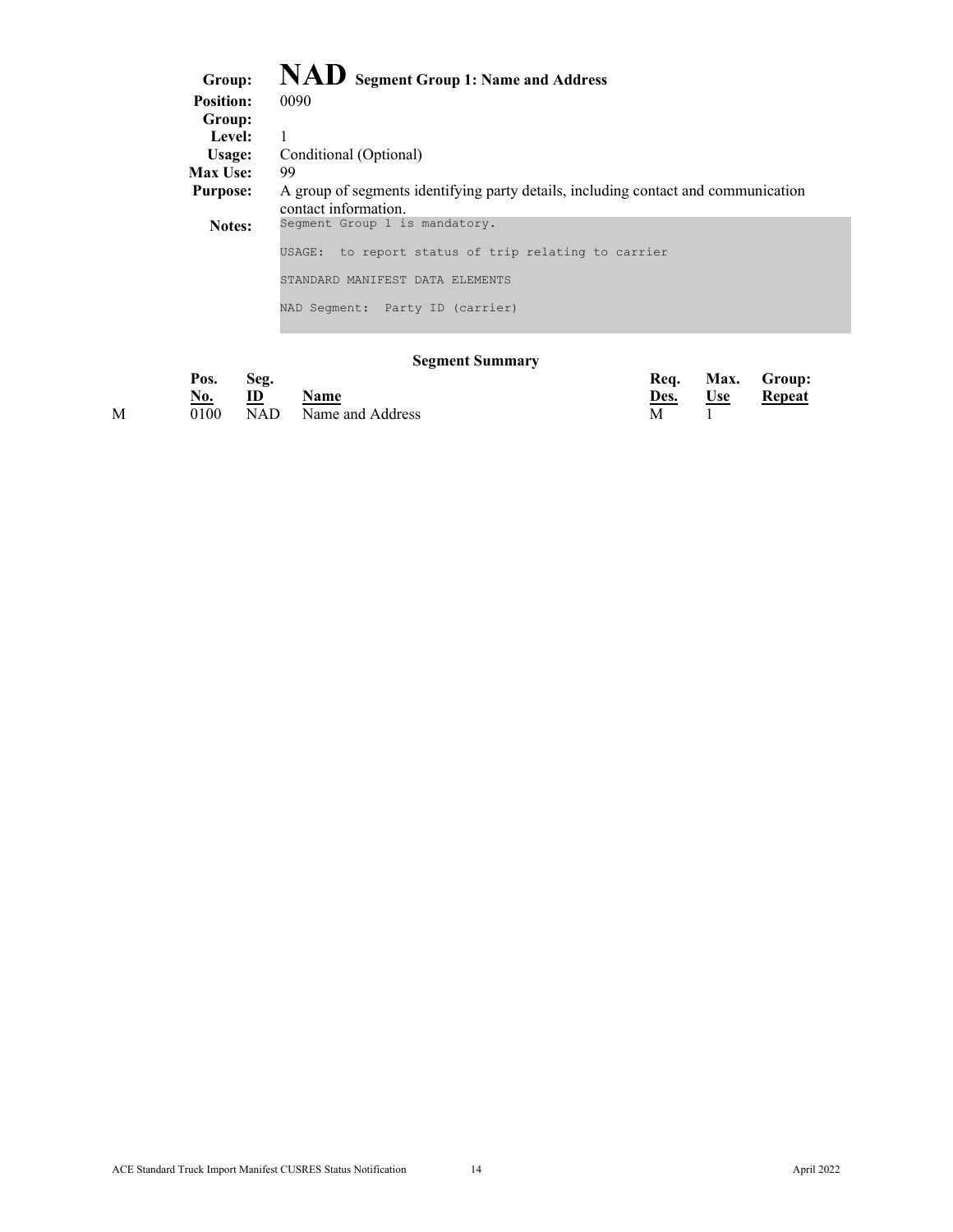# NAD Segment Group 1: Name and Address

**Group:** NAD Segment Group 1: Name and Address
**Position:** 0090
**Group:**
**Level:** 1
**Usage:** Conditional (Optional)
**Max Use:** 99
**Purpose:** A group of segments identifying party details, including contact and communication contact information.
**Notes:**

```
Segment Group 1 is mandatory.

USAGE:  to report status of trip relating to carrier

STANDARD MANIFEST DATA ELEMENTS

NAD Segment:  Party ID (carrier)
```

### Segment Summary

| | Pos. No. | Seg. ID | Name | Req. Des. | Max. Use | Group: Repeat |
|---|---|---|---|---|---|---|
| M | 0100 | NAD | Name and Address | M | 1 | |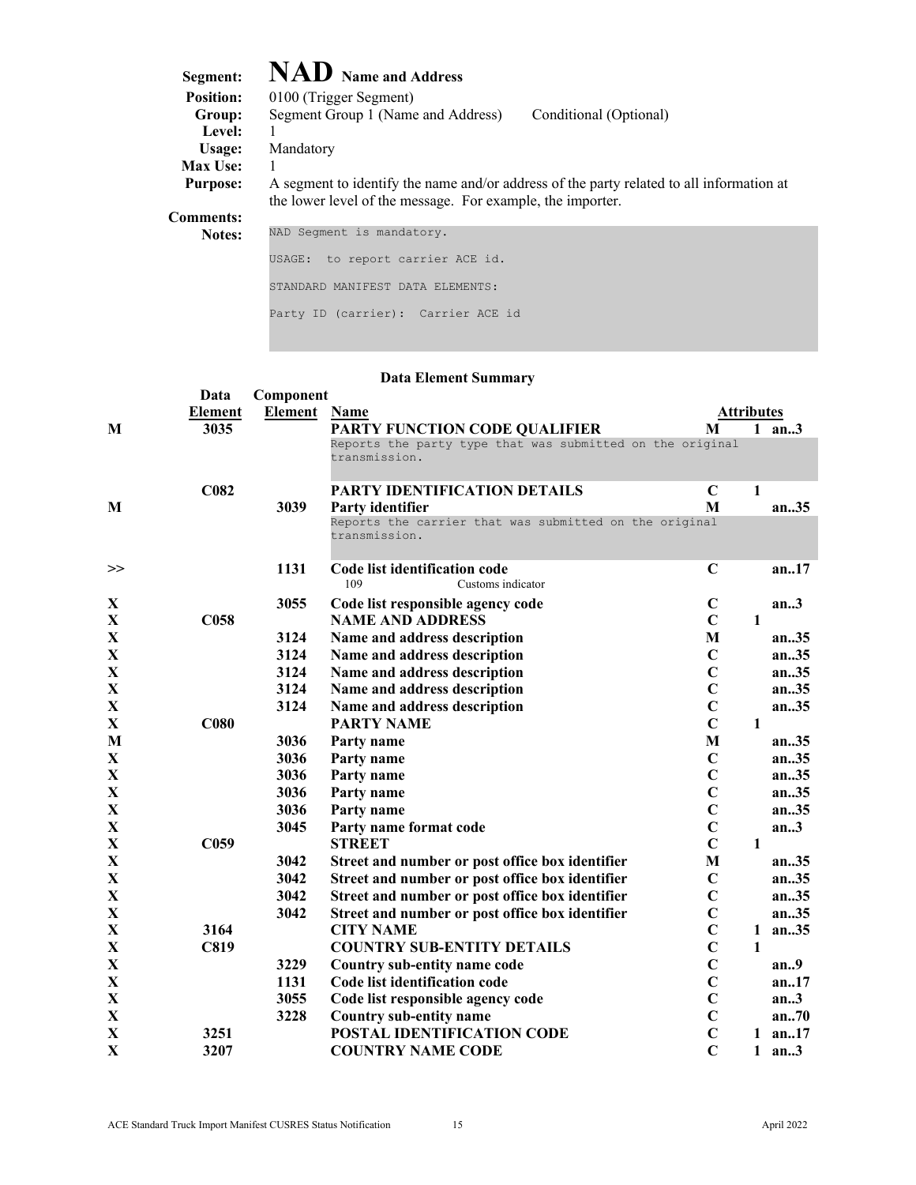# Segment: NAD Name and Address

**Position:** 0100 (Trigger Segment)

**Group:** Segment Group 1 (Name and Address) Conditional (Optional)

**Level:** 1

**Usage:** Mandatory

**Max Use:** 1

**Purpose:** A segment to identify the name and/or address of the party related to all information at the lower level of the message. For example, the importer.

**Comments:**

**Notes:**

```
NAD Segment is mandatory.

USAGE:  to report carrier ACE id.

STANDARD MANIFEST DATA ELEMENTS:

Party ID (carrier):  Carrier ACE id
```

### Data Element Summary

| | Data Element | Component Element | Name | Attributes | | |
|---|---|---|---|---|---|---|
| M | 3035 | | **PARTY FUNCTION CODE QUALIFIER**<br>Reports the party type that was submitted on the original transmission. | M | 1 | an..3 |
| | C082 | | **PARTY IDENTIFICATION DETAILS** | C | 1 | |
| M | | 3039 | **Party identifier**<br>Reports the carrier that was submitted on the original transmission. | M | | an..35 |
| >> | | 1131 | **Code list identification code**<br>109 Customs indicator | C | | an..17 |
| X | | 3055 | **Code list responsible agency code** | C | | an..3 |
| X | C058 | | **NAME AND ADDRESS** | C | 1 | |
| X | | 3124 | **Name and address description** | M | | an..35 |
| X | | 3124 | **Name and address description** | C | | an..35 |
| X | | 3124 | **Name and address description** | C | | an..35 |
| X | | 3124 | **Name and address description** | C | | an..35 |
| X | | 3124 | **Name and address description** | C | | an..35 |
| X | C080 | | **PARTY NAME** | C | 1 | |
| M | | 3036 | **Party name** | M | | an..35 |
| X | | 3036 | **Party name** | C | | an..35 |
| X | | 3036 | **Party name** | C | | an..35 |
| X | | 3036 | **Party name** | C | | an..35 |
| X | | 3036 | **Party name** | C | | an..35 |
| X | | 3045 | **Party name format code** | C | | an..3 |
| X | C059 | | **STREET** | C | 1 | |
| X | | 3042 | **Street and number or post office box identifier** | M | | an..35 |
| X | | 3042 | **Street and number or post office box identifier** | C | | an..35 |
| X | | 3042 | **Street and number or post office box identifier** | C | | an..35 |
| X | | 3042 | **Street and number or post office box identifier** | C | | an..35 |
| X | 3164 | | **CITY NAME** | C | 1 | an..35 |
| X | C819 | | **COUNTRY SUB-ENTITY DETAILS** | C | 1 | |
| X | | 3229 | **Country sub-entity name code** | C | | an..9 |
| X | | 1131 | **Code list identification code** | C | | an..17 |
| X | | 3055 | **Code list responsible agency code** | C | | an..3 |
| X | | 3228 | **Country sub-entity name** | C | | an..70 |
| X | 3251 | | **POSTAL IDENTIFICATION CODE** | C | 1 | an..17 |
| X | 3207 | | **COUNTRY NAME CODE** | C | 1 | an..3 |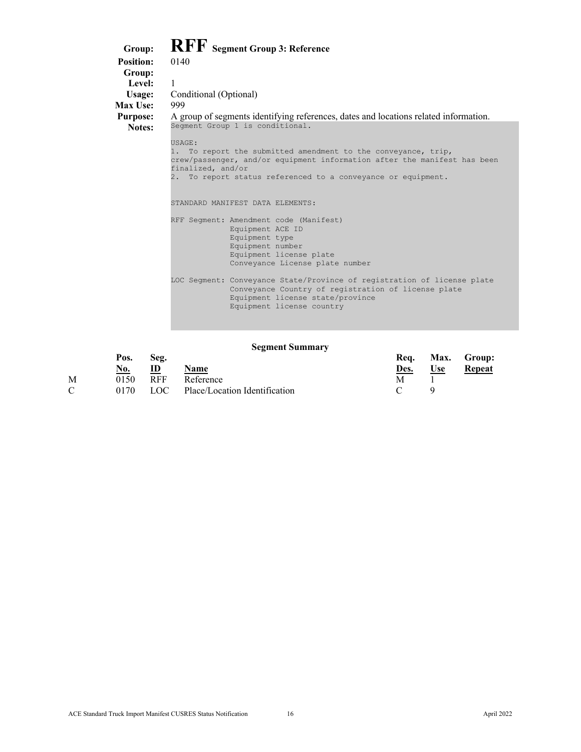# RFF Segment Group 3: Reference

**Group:** RFF Segment Group 3: Reference
**Position:** 0140
**Group:**
**Level:** 1
**Usage:** Conditional (Optional)
**Max Use:** 999
**Purpose:** A group of segments identifying references, dates and locations related information.
**Notes:**

```
Segment Group 1 is conditional.

USAGE:
1.  To report the submitted amendment to the conveyance, trip,
crew/passenger, and/or equipment information after the manifest has been
finalized, and/or
2.  To report status referenced to a conveyance or equipment.


STANDARD MANIFEST DATA ELEMENTS:

RFF Segment: Amendment code (Manifest)
             Equipment ACE ID
             Equipment type
             Equipment number
             Equipment license plate
             Conveyance License plate number

LOC Segment: Conveyance State/Province of registration of license plate
             Conveyance Country of registration of license plate
             Equipment license state/province
             Equipment license country
```

**Segment Summary**

| | Pos. No. | Seg. ID | Name | Req. Des. | Max. Use | Group: Repeat |
|---|---|---|---|---|---|---|
| M | 0150 | RFF | Reference | M | 1 | |
| C | 0170 | LOC | Place/Location Identification | C | 9 | |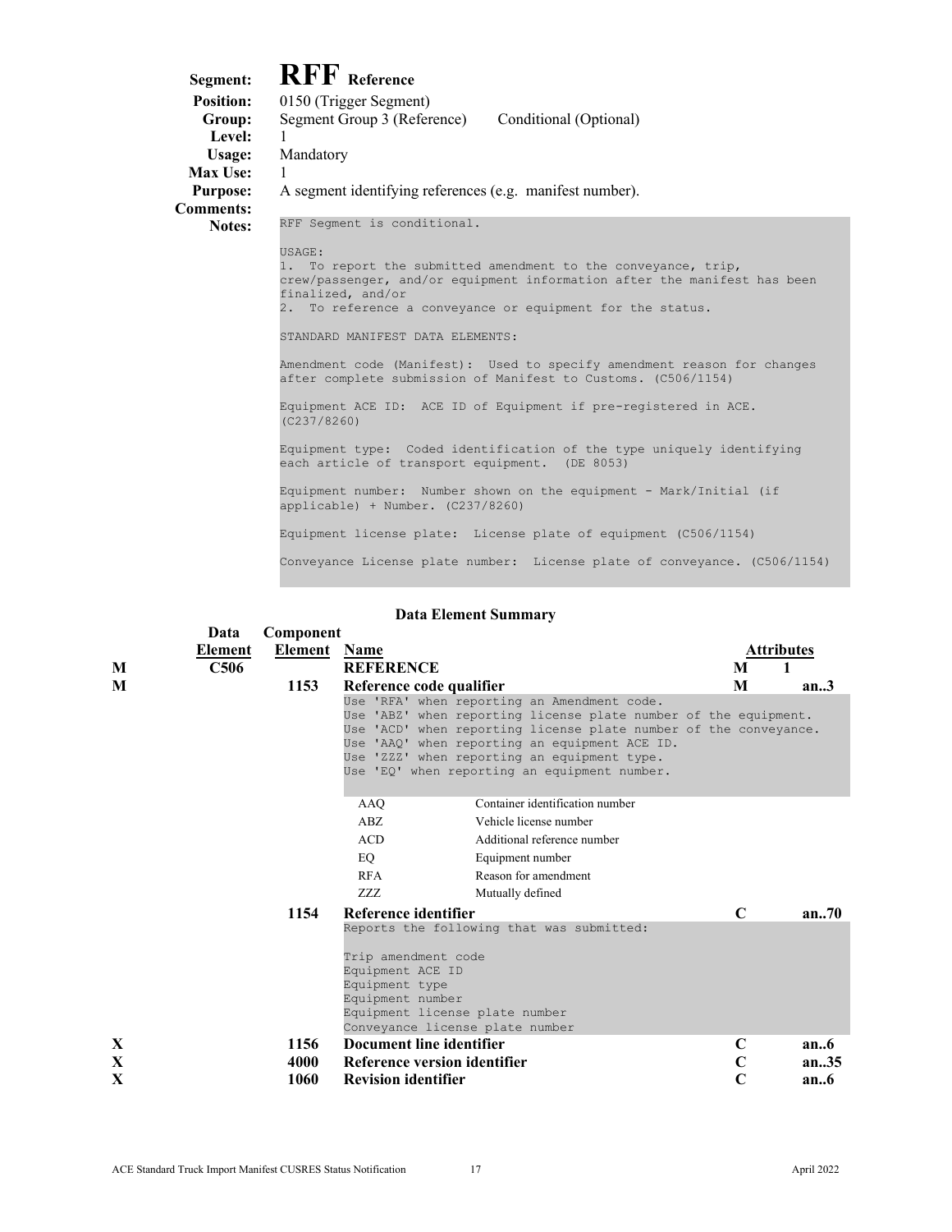**Segment:** **RFF** Reference
**Position:** 0150 (Trigger Segment)
**Group:** Segment Group 3 (Reference) Conditional (Optional)
**Level:** 1
**Usage:** Mandatory
**Max Use:** 1
**Purpose:** A segment identifying references (e.g. manifest number).
**Comments:**
**Notes:**

```
RFF Segment is conditional.

USAGE:
1.  To report the submitted amendment to the conveyance, trip,
crew/passenger, and/or equipment information after the manifest has been
finalized, and/or
2.  To reference a conveyance or equipment for the status.

STANDARD MANIFEST DATA ELEMENTS:

Amendment code (Manifest):  Used to specify amendment reason for changes
after complete submission of Manifest to Customs. (C506/1154)

Equipment ACE ID:  ACE ID of Equipment if pre-registered in ACE.
(C237/8260)

Equipment type:  Coded identification of the type uniquely identifying
each article of transport equipment.  (DE 8053)

Equipment number:  Number shown on the equipment - Mark/Initial (if
applicable) + Number. (C237/8260)

Equipment license plate:  License plate of equipment (C506/1154)

Conveyance License plate number:  License plate of conveyance. (C506/1154)
```

### Data Element Summary

| | Data Element | Component Element | Name | | Attributes | |
|---|---|---|---|---|---|---|
| M | C506 | | **REFERENCE** | M | 1 | |
| M | | 1153 | **Reference code qualifier** | M | | an..3 |

```
Use 'RFA' when reporting an Amendment code.
Use 'ABZ' when reporting license plate number of the equipment.
Use 'ACD' when reporting license plate number of the conveyance.
Use 'AAQ' when reporting an equipment ACE ID.
Use 'ZZZ' when reporting an equipment type.
Use 'EQ' when reporting an equipment number.
```

| Code | Description |
|---|---|
| AAQ | Container identification number |
| ABZ | Vehicle license number |
| ACD | Additional reference number |
| EQ | Equipment number |
| RFA | Reason for amendment |
| ZZZ | Mutually defined |

| | Data Element | Component Element | Name | | Attributes |
|---|---|---|---|---|---|
| | | 1154 | **Reference identifier** | C | an..70 |

```
Reports the following that was submitted:

Trip amendment code
Equipment ACE ID
Equipment type
Equipment number
Equipment license plate number
Conveyance license plate number
```

| | Data Element | Component Element | Name | | Attributes |
|---|---|---|---|---|---|
| X | | 1156 | **Document line identifier** | C | an..6 |
| X | | 4000 | **Reference version identifier** | C | an..35 |
| X | | 1060 | **Revision identifier** | C | an..6 |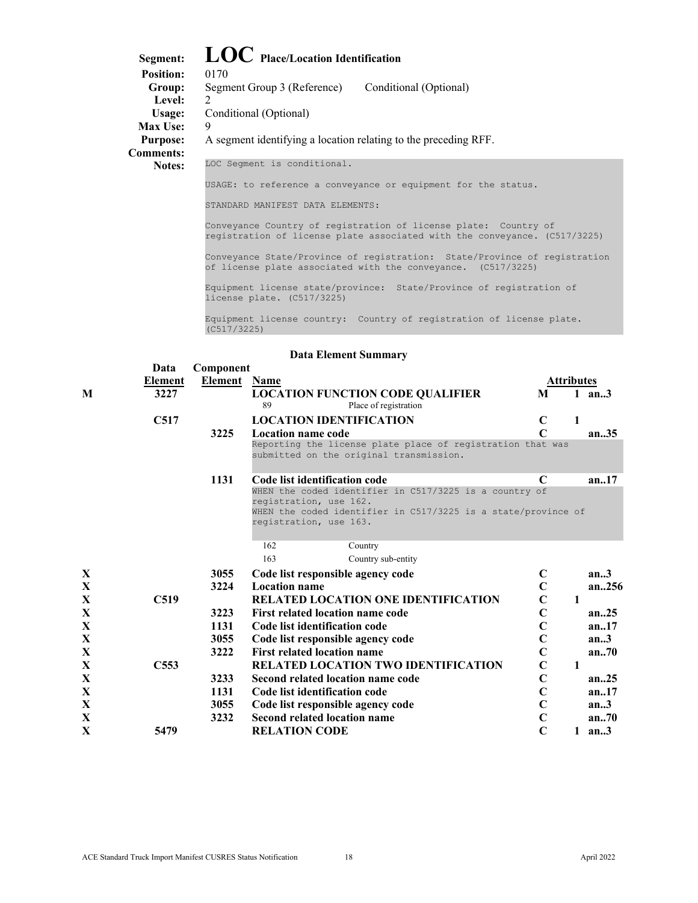# Segment: LOC Place/Location Identification

**Position:** 0170

**Group:** Segment Group 3 (Reference) Conditional (Optional)

**Level:** 2

**Usage:** Conditional (Optional)

**Max Use:** 9

**Purpose:** A segment identifying a location relating to the preceding RFF.

**Comments:**

**Notes:**

```
LOC Segment is conditional.

USAGE: to reference a conveyance or equipment for the status.

STANDARD MANIFEST DATA ELEMENTS:

Conveyance Country of registration of license plate: Country of
registration of license plate associated with the conveyance. (C517/3225)

Conveyance State/Province of registration: State/Province of registration
of license plate associated with the conveyance. (C517/3225)

Equipment license state/province: State/Province of registration of
license plate. (C517/3225)

Equipment license country: Country of registration of license plate.
(C517/3225)
```

## Data Element Summary

| | Data Element | Component Element | Name | | Attributes | |
|---|---|---|---|---|---|---|
| M | 3227 | | **LOCATION FUNCTION CODE QUALIFIER**<br>89 Place of registration | M | 1 | an..3 |
| | C517 | | **LOCATION IDENTIFICATION** | C | 1 | |
| | | 3225 | **Location name code**<br>Reporting the license plate place of registration that was submitted on the original transmission. | C | | an..35 |
| | | 1131 | **Code list identification code**<br>WHEN the coded identifier in C517/3225 is a country of registration, use 162.<br>WHEN the coded identifier in C517/3225 is a state/province of registration, use 163.<br>162 Country<br>163 Country sub-entity | C | | an..17 |
| X | | 3055 | **Code list responsible agency code** | C | | an..3 |
| X | | 3224 | **Location name** | C | | an..256 |
| X | C519 | | **RELATED LOCATION ONE IDENTIFICATION** | C | 1 | |
| X | | 3223 | **First related location name code** | C | | an..25 |
| X | | 1131 | **Code list identification code** | C | | an..17 |
| X | | 3055 | **Code list responsible agency code** | C | | an..3 |
| X | | 3222 | **First related location name** | C | | an..70 |
| X | C553 | | **RELATED LOCATION TWO IDENTIFICATION** | C | 1 | |
| X | | 3233 | **Second related location name code** | C | | an..25 |
| X | | 1131 | **Code list identification code** | C | | an..17 |
| X | | 3055 | **Code list responsible agency code** | C | | an..3 |
| X | | 3232 | **Second related location name** | C | | an..70 |
| X | 5479 | | **RELATION CODE** | C | 1 | an..3 |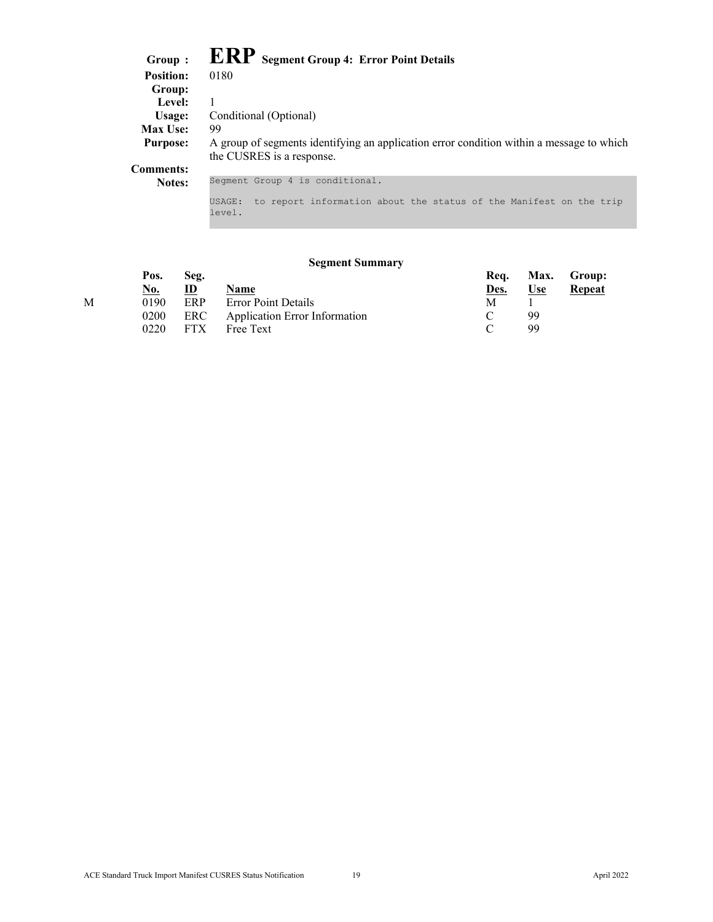# Group : ERP Segment Group 4: Error Point Details

**Position:** 0180

**Group:**

**Level:** 1

**Usage:** Conditional (Optional)

**Max Use:** 99

**Purpose:** A group of segments identifying an application error condition within a message to which the CUSRES is a response.

**Comments:**

**Notes:**

```
Segment Group 4 is conditional.

USAGE:  to report information about the status of the Manifest on the trip
level.
```

### Segment Summary

| | Pos. No. | Seg. ID | Name | Req. Des. | Max. Use | Group: Repeat |
|---|---|---|---|---|---|---|
| M | 0190 | ERP | Error Point Details | M | 1 | |
| | 0200 | ERC | Application Error Information | C | 99 | |
| | 0220 | FTX | Free Text | C | 99 | |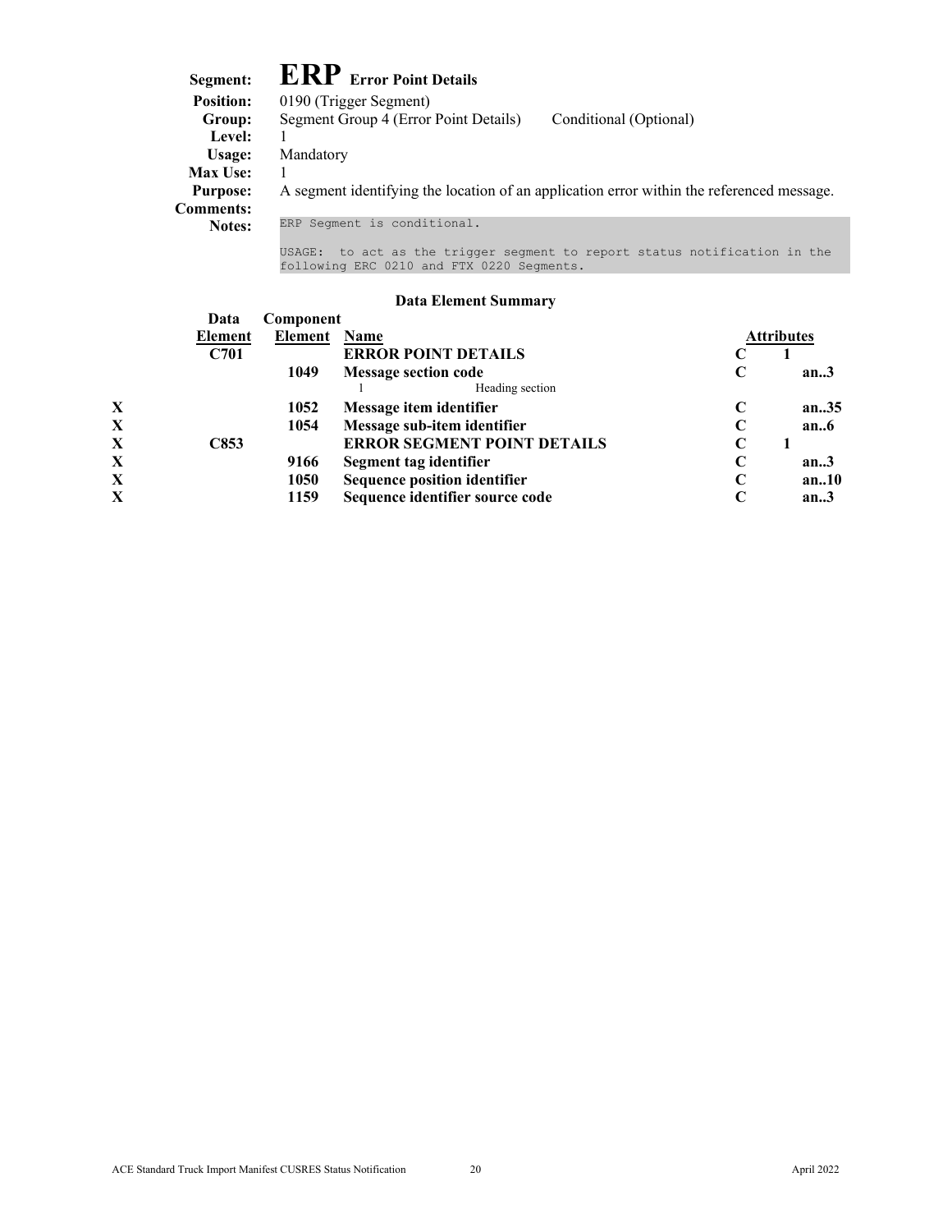**Segment:** **ERP** **Error Point Details**

**Position:** 0190 (Trigger Segment)

**Group:** Segment Group 4 (Error Point Details) Conditional (Optional)

**Level:** 1

**Usage:** Mandatory

**Max Use:** 1

**Purpose:** A segment identifying the location of an application error within the referenced message.

**Comments:**

**Notes:**

```
ERP Segment is conditional.

USAGE:  to act as the trigger segment to report status notification in the
following ERC 0210 and FTX 0220 Segments.
```

### Data Element Summary

| | Data Element | Component Element | Name | Attributes | | |
|---|---|---|---|---|---|---|
| | C701 | | **ERROR POINT DETAILS** | C | 1 | |
| | | 1049 | **Message section code**<br>1 Heading section | C | | an..3 |
| X | | 1052 | **Message item identifier** | C | | an..35 |
| X | | 1054 | **Message sub-item identifier** | C | | an..6 |
| X | C853 | | **ERROR SEGMENT POINT DETAILS** | C | 1 | |
| X | | 9166 | **Segment tag identifier** | C | | an..3 |
| X | | 1050 | **Sequence position identifier** | C | | an..10 |
| X | | 1159 | **Sequence identifier source code** | C | | an..3 |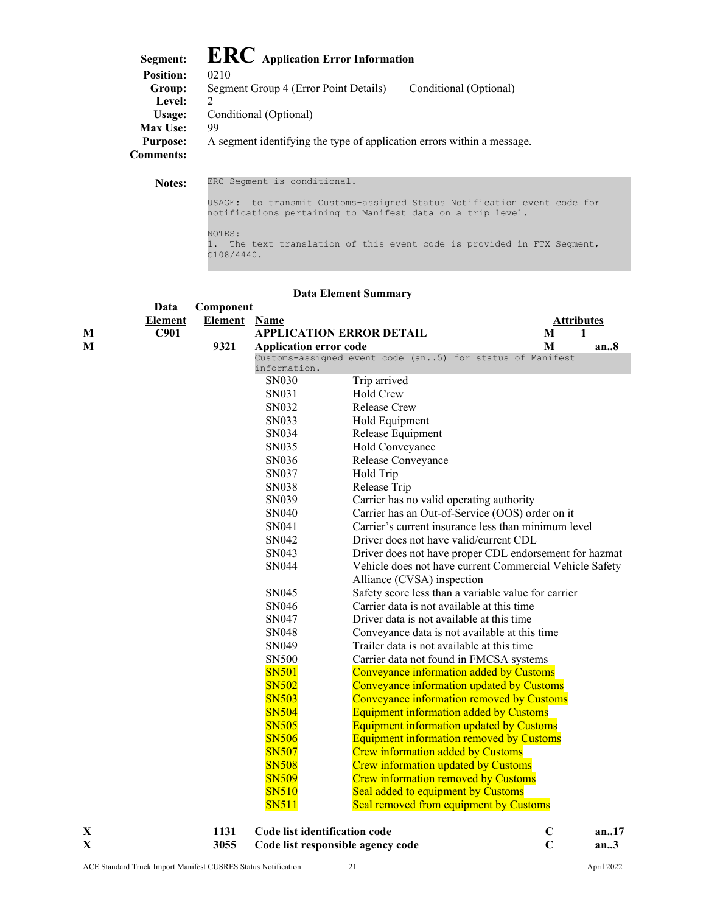**Segment:** **ERC** Application Error Information
**Position:** 0210
**Group:** Segment Group 4 (Error Point Details) Conditional (Optional)
**Level:** 2
**Usage:** Conditional (Optional)
**Max Use:** 99
**Purpose:** A segment identifying the type of application errors within a message.
**Comments:**

**Notes:**

```
ERC Segment is conditional.

USAGE:  to transmit Customs-assigned Status Notification event code for
notifications pertaining to Manifest data on a trip level.

NOTES:
1.  The text translation of this event code is provided in FTX Segment,
C108/4440.
```

### Data Element Summary

| | Data Element | Component Element | Name | | Attributes |
|---|---|---|---|---|---|
| M | C901 | | **APPLICATION ERROR DETAIL** | M | 1 |
| M | | 9321 | **Application error code** | M | an..8 |
| | | | Customs-assigned event code (an..5) for status of Manifest information. | | |
| | | | SN030 Trip arrived | | |
| | | | SN031 Hold Crew | | |
| | | | SN032 Release Crew | | |
| | | | SN033 Hold Equipment | | |
| | | | SN034 Release Equipment | | |
| | | | SN035 Hold Conveyance | | |
| | | | SN036 Release Conveyance | | |
| | | | SN037 Hold Trip | | |
| | | | SN038 Release Trip | | |
| | | | SN039 Carrier has no valid operating authority | | |
| | | | SN040 Carrier has an Out-of-Service (OOS) order on it | | |
| | | | SN041 Carrier's current insurance less than minimum level | | |
| | | | SN042 Driver does not have valid/current CDL | | |
| | | | SN043 Driver does not have proper CDL endorsement for hazmat | | |
| | | | SN044 Vehicle does not have current Commercial Vehicle Safety Alliance (CVSA) inspection | | |
| | | | SN045 Safety score less than a variable value for carrier | | |
| | | | SN046 Carrier data is not available at this time | | |
| | | | SN047 Driver data is not available at this time | | |
| | | | SN048 Conveyance data is not available at this time | | |
| | | | SN049 Trailer data is not available at this time | | |
| | | | SN500 Carrier data not found in FMCSA systems | | |
| | | | SN501 Conveyance information added by Customs | | |
| | | | SN502 Conveyance information updated by Customs | | |
| | | | SN503 Conveyance information removed by Customs | | |
| | | | SN504 Equipment information added by Customs | | |
| | | | SN505 Equipment information updated by Customs | | |
| | | | SN506 Equipment information removed by Customs | | |
| | | | SN507 Crew information added by Customs | | |
| | | | SN508 Crew information updated by Customs | | |
| | | | SN509 Crew information removed by Customs | | |
| | | | SN510 Seal added to equipment by Customs | | |
| | | | SN511 Seal removed from equipment by Customs | | |
| X | | 1131 | **Code list identification code** | C | an..17 |
| X | | 3055 | **Code list responsible agency code** | C | an..3 |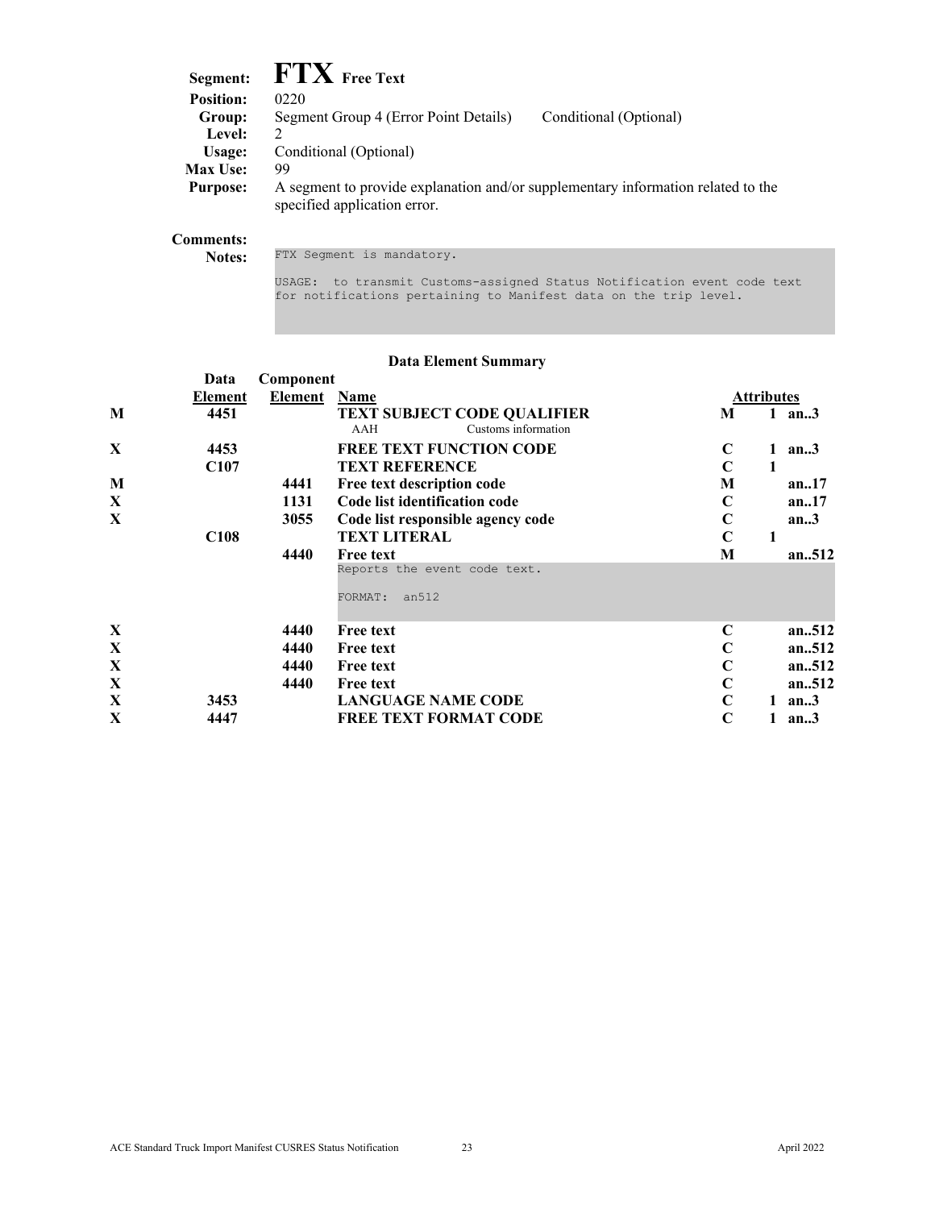## Segment: FTX Free Text

**Position:** 0220

**Group:** Segment Group 4 (Error Point Details) Conditional (Optional)

**Level:** 2

**Usage:** Conditional (Optional)

**Max Use:** 99

**Purpose:** A segment to provide explanation and/or supplementary information related to the specified application error.

**Comments:**

**Notes:**

```
FTX Segment is mandatory.

USAGE:  to transmit Customs-assigned Status Notification event code text
for notifications pertaining to Manifest data on the trip level.
```

### Data Element Summary

| | Data Element | Component Element | Name | Attributes | | |
|---|---|---|---|---|---|---|
| M | 4451 | | **TEXT SUBJECT CODE QUALIFIER**<br>AAH Customs information | M | 1 | an..3 |
| X | 4453 | | **FREE TEXT FUNCTION CODE** | C | 1 | an..3 |
| | C107 | | **TEXT REFERENCE** | C | 1 | |
| M | | 4441 | **Free text description code** | M | | an..17 |
| X | | 1131 | **Code list identification code** | C | | an..17 |
| X | | 3055 | **Code list responsible agency code** | C | | an..3 |
| | C108 | | **TEXT LITERAL** | C | 1 | |
| | | 4440 | **Free text**<br>Reports the event code text.<br>FORMAT: an512 | M | | an..512 |
| X | | 4440 | **Free text** | C | | an..512 |
| X | | 4440 | **Free text** | C | | an..512 |
| X | | 4440 | **Free text** | C | | an..512 |
| X | | 4440 | **Free text** | C | | an..512 |
| X | 3453 | | **LANGUAGE NAME CODE** | C | 1 | an..3 |
| X | 4447 | | **FREE TEXT FORMAT CODE** | C | 1 | an..3 |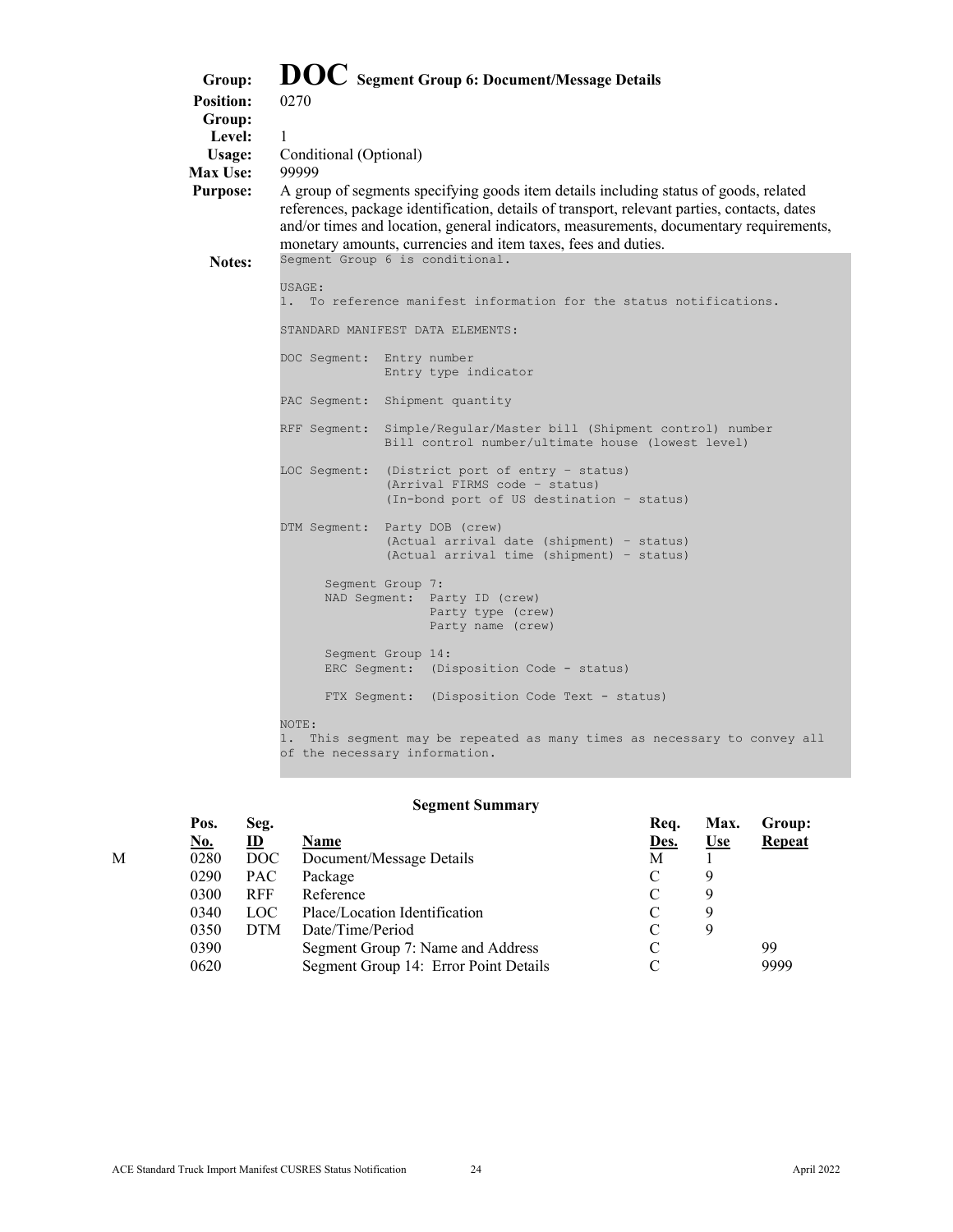**Group:** **DOC** Segment Group 6: Document/Message Details
**Position:** 0270
**Group:**
**Level:** 1
**Usage:** Conditional (Optional)
**Max Use:** 99999
**Purpose:** A group of segments specifying goods item details including status of goods, related references, package identification, details of transport, relevant parties, contacts, dates and/or times and location, general indicators, measurements, documentary requirements, monetary amounts, currencies and item taxes, fees and duties.

**Notes:**

```
Segment Group 6 is conditional.

USAGE:
1.  To reference manifest information for the status notifications.

STANDARD MANIFEST DATA ELEMENTS:

DOC Segment:  Entry number
              Entry type indicator

PAC Segment:  Shipment quantity

RFF Segment:  Simple/Regular/Master bill (Shipment control) number
              Bill control number/ultimate house (lowest level)

LOC Segment:  (District port of entry – status)
              (Arrival FIRMS code – status)
              (In-bond port of US destination – status)

DTM Segment:  Party DOB (crew)
              (Actual arrival date (shipment) - status)
              (Actual arrival time (shipment) - status)

      Segment Group 7:
      NAD Segment:  Party ID (crew)
                    Party type (crew)
                    Party name (crew)

      Segment Group 14:
      ERC Segment:  (Disposition Code - status)

      FTX Segment:  (Disposition Code Text - status)

NOTE:
1.  This segment may be repeated as many times as necessary to convey all
of the necessary information.
```

### Segment Summary

| | Pos. No. | Seg. ID | Name | Req. Des. | Max. Use | Group: Repeat |
|---|---|---|---|---|---|---|
| M | 0280 | DOC | Document/Message Details | M | 1 | |
| | 0290 | PAC | Package | C | 9 | |
| | 0300 | RFF | Reference | C | 9 | |
| | 0340 | LOC | Place/Location Identification | C | 9 | |
| | 0350 | DTM | Date/Time/Period | C | 9 | |
| | 0390 | | Segment Group 7: Name and Address | C | | 99 |
| | 0620 | | Segment Group 14: Error Point Details | C | | 9999 |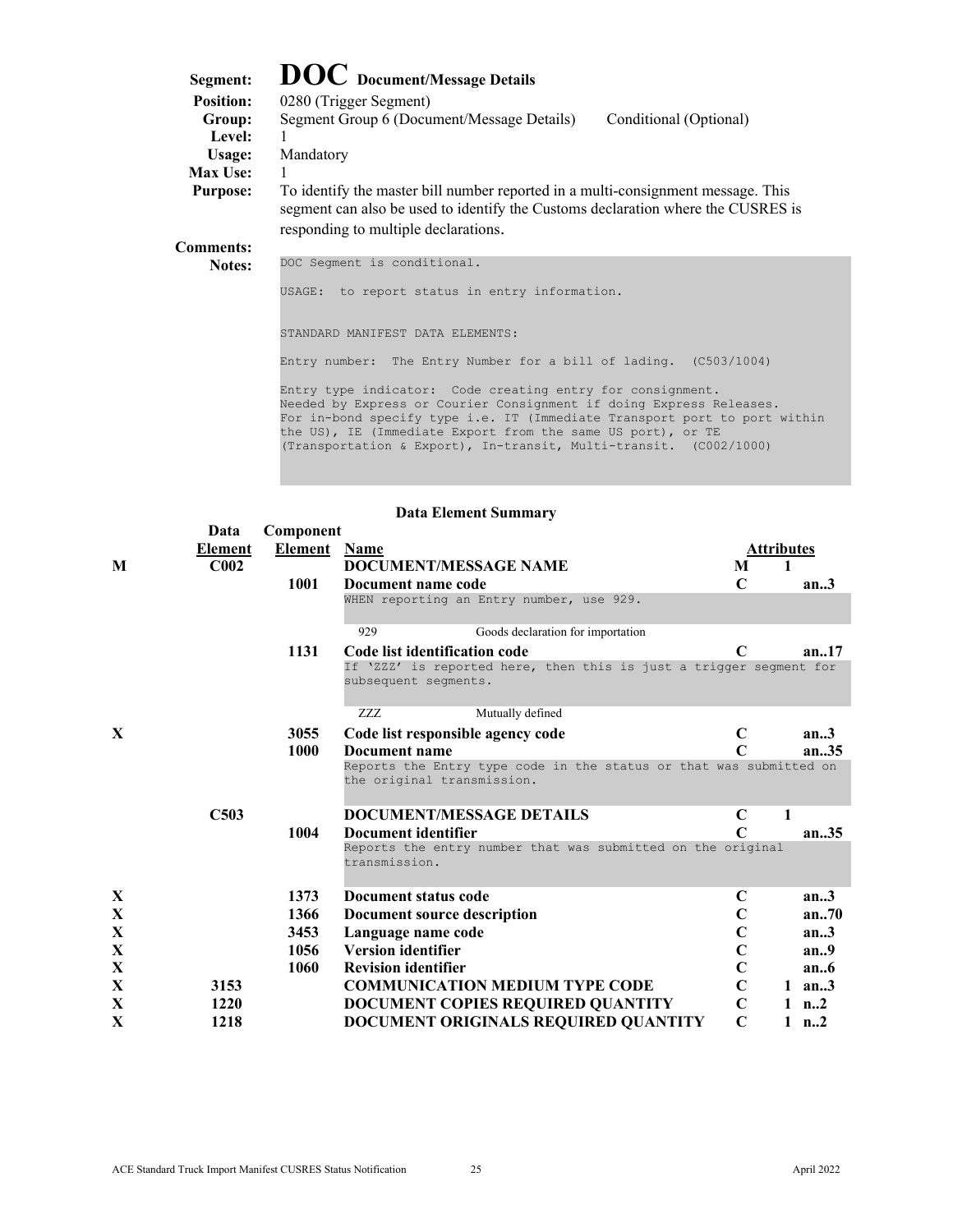# DOC Document/Message Details

**Segment:** DOC Document/Message Details
**Position:** 0280 (Trigger Segment)
**Group:** Segment Group 6 (Document/Message Details) Conditional (Optional)
**Level:** 1
**Usage:** Mandatory
**Max Use:** 1
**Purpose:** To identify the master bill number reported in a multi-consignment message. This segment can also be used to identify the Customs declaration where the CUSRES is responding to multiple declarations.
**Comments:**
**Notes:**

```
DOC Segment is conditional.

USAGE:  to report status in entry information.


STANDARD MANIFEST DATA ELEMENTS:

Entry number:  The Entry Number for a bill of lading.  (C503/1004)

Entry type indicator:  Code creating entry for consignment.
Needed by Express or Courier Consignment if doing Express Releases.
For in-bond specify type i.e. IT (Immediate Transport port to port within
the US), IE (Immediate Export from the same US port), or TE
(Transportation & Export), In-transit, Multi-transit.  (C002/1000)
```

## Data Element Summary

| | Data Element | Component Element | Name | Attributes | | |
|---|---|---|---|---|---|---|
| M | C002 | | **DOCUMENT/MESSAGE NAME** | M | 1 | |
| | | 1001 | **Document name code**<br>WHEN reporting an Entry number, use 929.<br>929 — Goods declaration for importation | C | | an..3 |
| | | 1131 | **Code list identification code**<br>If 'ZZZ' is reported here, then this is just a trigger segment for subsequent segments.<br>ZZZ — Mutually defined | C | | an..17 |
| X | | 3055 | **Code list responsible agency code** | C | | an..3 |
| | | 1000 | **Document name**<br>Reports the Entry type code in the status or that was submitted on the original transmission. | C | | an..35 |
| | C503 | | **DOCUMENT/MESSAGE DETAILS** | C | 1 | |
| | | 1004 | **Document identifier**<br>Reports the entry number that was submitted on the original transmission. | C | | an..35 |
| X | | 1373 | **Document status code** | C | | an..3 |
| X | | 1366 | **Document source description** | C | | an..70 |
| X | | 3453 | **Language name code** | C | | an..3 |
| X | | 1056 | **Version identifier** | C | | an..9 |
| X | | 1060 | **Revision identifier** | C | | an..6 |
| X | 3153 | | **COMMUNICATION MEDIUM TYPE CODE** | C | 1 | an..3 |
| X | 1220 | | **DOCUMENT COPIES REQUIRED QUANTITY** | C | 1 | n..2 |
| X | 1218 | | **DOCUMENT ORIGINALS REQUIRED QUANTITY** | C | 1 | n..2 |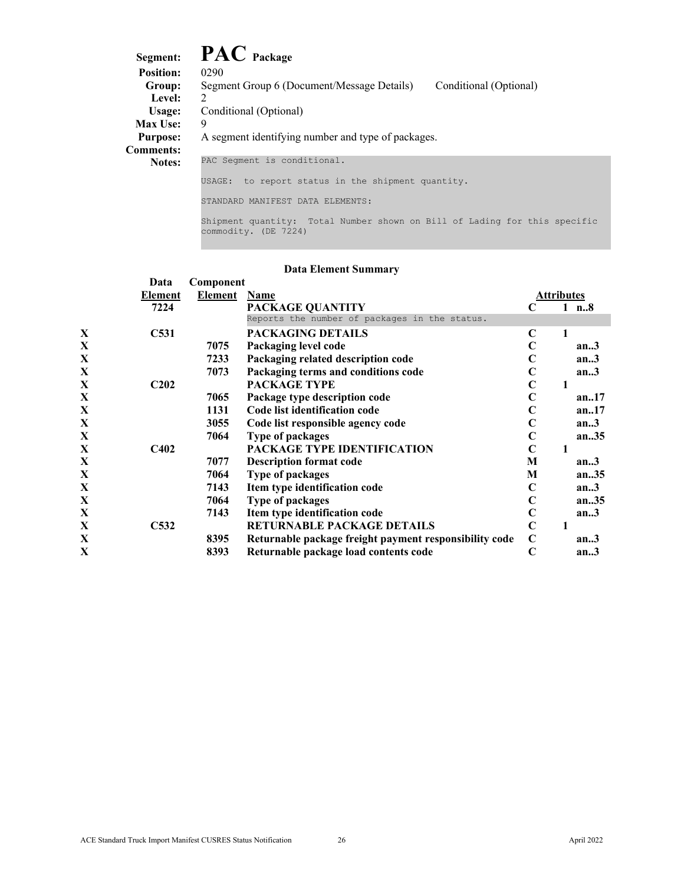**Segment:** **PAC** Package

**Position:** 0290

**Group:** Segment Group 6 (Document/Message Details) Conditional (Optional)

**Level:** 2

**Usage:** Conditional (Optional)

**Max Use:** 9

**Purpose:** A segment identifying number and type of packages.

**Comments:**

**Notes:**

```
PAC Segment is conditional.

USAGE:  to report status in the shipment quantity.

STANDARD MANIFEST DATA ELEMENTS:

Shipment quantity:  Total Number shown on Bill of Lading for this specific
commodity. (DE 7224)
```

### Data Element Summary

| | Data Element | Component Element | Name | Attributes | | |
|---|---|---|---|---|---|---|
| | 7224 | | **PACKAGE QUANTITY**<br>Reports the number of packages in the status. | C | 1 | n..8 |
| X | C531 | | **PACKAGING DETAILS** | C | 1 | |
| X | | 7075 | **Packaging level code** | C | | an..3 |
| X | | 7233 | **Packaging related description code** | C | | an..3 |
| X | | 7073 | **Packaging terms and conditions code** | C | | an..3 |
| X | C202 | | **PACKAGE TYPE** | C | 1 | |
| X | | 7065 | **Package type description code** | C | | an..17 |
| X | | 1131 | **Code list identification code** | C | | an..17 |
| X | | 3055 | **Code list responsible agency code** | C | | an..3 |
| X | | 7064 | **Type of packages** | C | | an..35 |
| X | C402 | | **PACKAGE TYPE IDENTIFICATION** | C | 1 | |
| X | | 7077 | **Description format code** | M | | an..3 |
| X | | 7064 | **Type of packages** | M | | an..35 |
| X | | 7143 | **Item type identification code** | C | | an..3 |
| X | | 7064 | **Type of packages** | C | | an..35 |
| X | | 7143 | **Item type identification code** | C | | an..3 |
| X | C532 | | **RETURNABLE PACKAGE DETAILS** | C | 1 | |
| X | | 8395 | **Returnable package freight payment responsibility code** | C | | an..3 |
| X | | 8393 | **Returnable package load contents code** | C | | an..3 |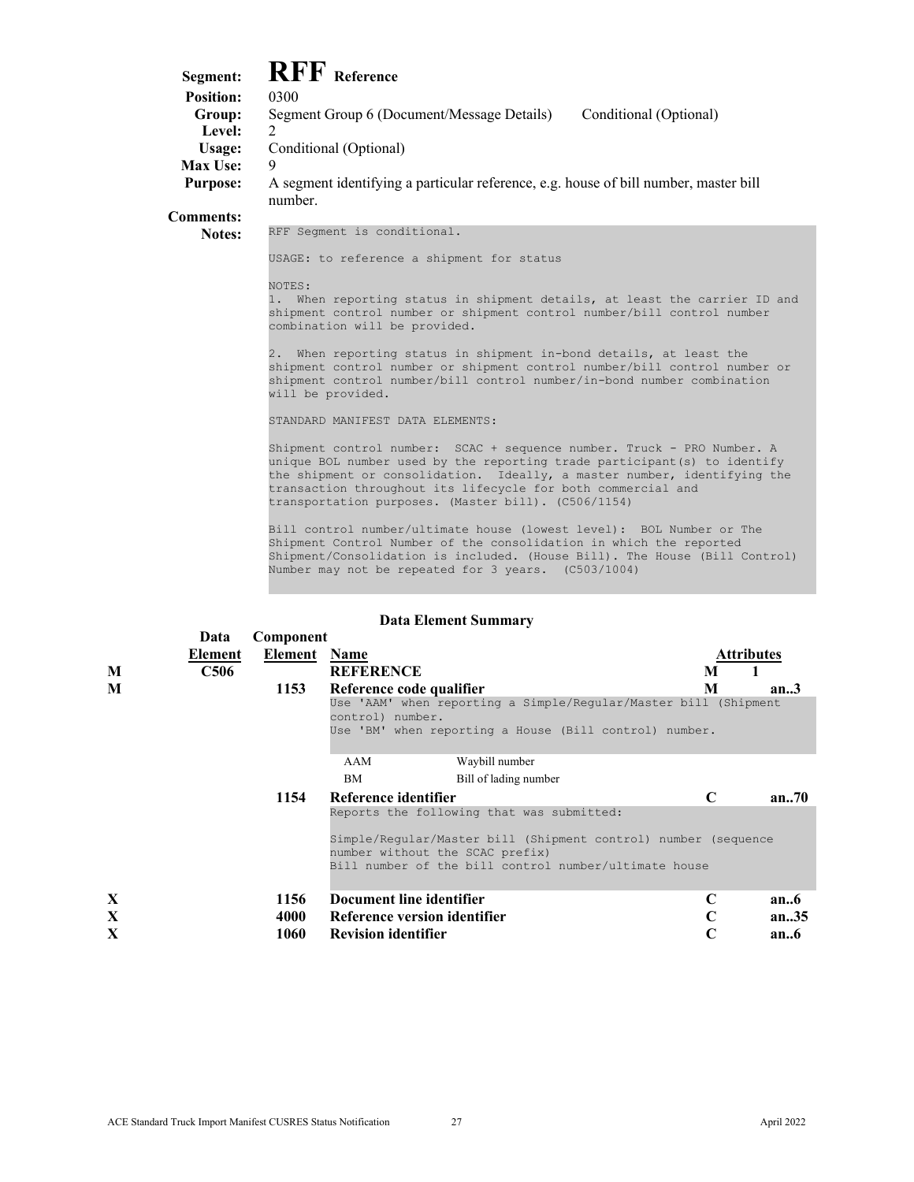# Segment: RFF Reference

**Position:** 0300

**Group:** Segment Group 6 (Document/Message Details) Conditional (Optional)

**Level:** 2

**Usage:** Conditional (Optional)

**Max Use:** 9

**Purpose:** A segment identifying a particular reference, e.g. house of bill number, master bill number.

**Comments:**

**Notes:**

```
RFF Segment is conditional.

USAGE: to reference a shipment for status

NOTES:
1. When reporting status in shipment details, at least the carrier ID and
shipment control number or shipment control number/bill control number
combination will be provided.

2. When reporting status in shipment in-bond details, at least the
shipment control number or shipment control number/bill control number or
shipment control number/bill control number/in-bond number combination
will be provided.

STANDARD MANIFEST DATA ELEMENTS:

Shipment control number: SCAC + sequence number. Truck - PRO Number. A
unique BOL number used by the reporting trade participant(s) to identify
the shipment or consolidation. Ideally, a master number, identifying the
transaction throughout its lifecycle for both commercial and
transportation purposes. (Master bill). (C506/1154)

Bill control number/ultimate house (lowest level): BOL Number or The
Shipment Control Number of the consolidation in which the reported
Shipment/Consolidation is included. (House Bill). The House (Bill Control)
Number may not be repeated for 3 years. (C503/1004)
```

## Data Element Summary

| | Data Element | Component Element | Name | Attributes | |
|---|---|---|---|---|---|
| M | C506 | | **REFERENCE** | M | 1 |
| M | | 1153 | **Reference code qualifier** | M | an..3 |
| | | | Use 'AAM' when reporting a Simple/Regular/Master bill (Shipment control) number.<br>Use 'BM' when reporting a House (Bill control) number. | | |
| | | | AAM — Waybill number | | |
| | | | BM — Bill of lading number | | |
| | | 1154 | **Reference identifier** | C | an..70 |
| | | | Reports the following that was submitted:<br><br>Simple/Regular/Master bill (Shipment control) number (sequence number without the SCAC prefix)<br>Bill number of the bill control number/ultimate house | | |
| X | | 1156 | **Document line identifier** | C | an..6 |
| X | | 4000 | **Reference version identifier** | C | an..35 |
| X | | 1060 | **Revision identifier** | C | an..6 |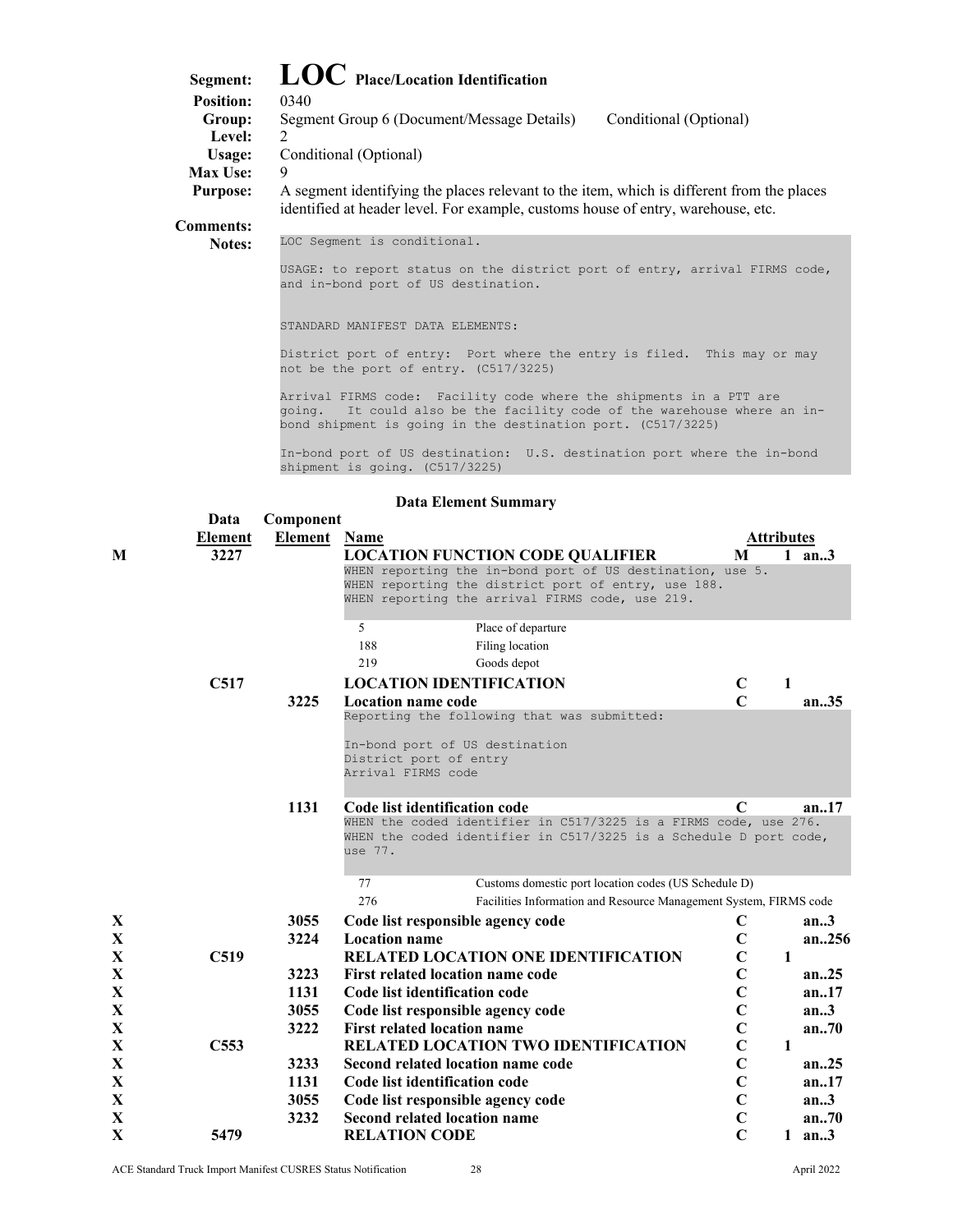**Segment:** **LOC** Place/Location Identification
**Position:** 0340
**Group:** Segment Group 6 (Document/Message Details) Conditional (Optional)
**Level:** 2
**Usage:** Conditional (Optional)
**Max Use:** 9
**Purpose:** A segment identifying the places relevant to the item, which is different from the places identified at header level. For example, customs house of entry, warehouse, etc.
**Comments:**
**Notes:**

```
LOC Segment is conditional.

USAGE: to report status on the district port of entry, arrival FIRMS code,
and in-bond port of US destination.

STANDARD MANIFEST DATA ELEMENTS:

District port of entry: Port where the entry is filed. This may or may
not be the port of entry. (C517/3225)

Arrival FIRMS code: Facility code where the shipments in a PTT are
going. It could also be the facility code of the warehouse where an in-
bond shipment is going in the destination port. (C517/3225)

In-bond port of US destination: U.S. destination port where the in-bond
shipment is going. (C517/3225)
```

### Data Element Summary

| | Data Element | Component Element | Name | | Attributes | |
|---|---|---|---|---|---|---|
| M | 3227 | | **LOCATION FUNCTION CODE QUALIFIER** | M | 1 | an..3 |
| | | | WHEN reporting the in-bond port of US destination, use 5. WHEN reporting the district port of entry, use 188. WHEN reporting the arrival FIRMS code, use 219. | | | |
| | | | 5 — Place of departure | | | |
| | | | 188 — Filing location | | | |
| | | | 219 — Goods depot | | | |
| | C517 | | **LOCATION IDENTIFICATION** | C | 1 | |
| | | 3225 | **Location name code** | C | | an..35 |
| | | | Reporting the following that was submitted: In-bond port of US destination; District port of entry; Arrival FIRMS code | | | |
| | | 1131 | **Code list identification code** | C | | an..17 |
| | | | WHEN the coded identifier in C517/3225 is a FIRMS code, use 276. WHEN the coded identifier in C517/3225 is a Schedule D port code, use 77. | | | |
| | | | 77 — Customs domestic port location codes (US Schedule D) | | | |
| | | | 276 — Facilities Information and Resource Management System, FIRMS code | | | |
| X | | 3055 | **Code list responsible agency code** | C | | an..3 |
| X | | 3224 | **Location name** | C | | an..256 |
| X | C519 | | **RELATED LOCATION ONE IDENTIFICATION** | C | 1 | |
| X | | 3223 | **First related location name code** | C | | an..25 |
| X | | 1131 | **Code list identification code** | C | | an..17 |
| X | | 3055 | **Code list responsible agency code** | C | | an..3 |
| X | | 3222 | **First related location name** | C | | an..70 |
| X | C553 | | **RELATED LOCATION TWO IDENTIFICATION** | C | 1 | |
| X | | 3233 | **Second related location name code** | C | | an..25 |
| X | | 1131 | **Code list identification code** | C | | an..17 |
| X | | 3055 | **Code list responsible agency code** | C | | an..3 |
| X | | 3232 | **Second related location name** | C | | an..70 |
| X | 5479 | | **RELATION CODE** | C | 1 | an..3 |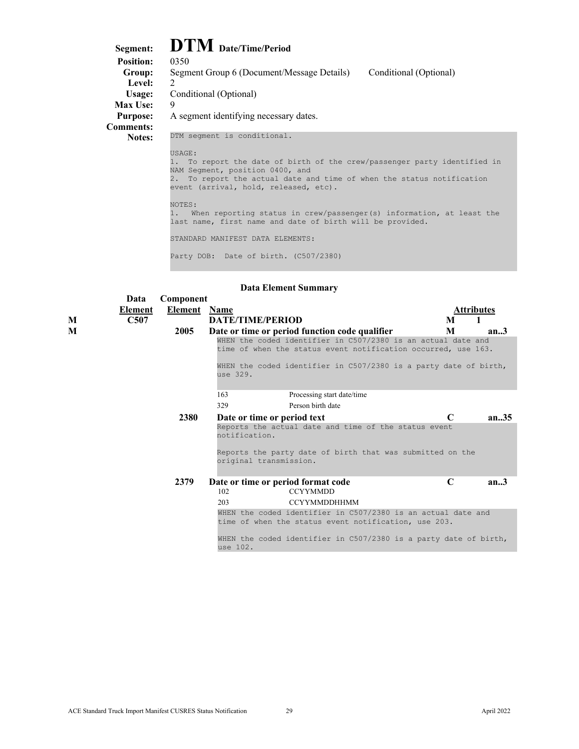# **DTM** Date/Time/Period

**Segment:** DTM Date/Time/Period
**Position:** 0350
**Group:** Segment Group 6 (Document/Message Details) Conditional (Optional)
**Level:** 2
**Usage:** Conditional (Optional)
**Max Use:** 9
**Purpose:** A segment identifying necessary dates.
**Comments:**
**Notes:**

```
DTM segment is conditional.

USAGE:
1. To report the date of birth of the crew/passenger party identified in
NAM Segment, position 0400, and
2. To report the actual date and time of when the status notification
event (arrival, hold, released, etc).

NOTES:
1. When reporting status in crew/passenger(s) information, at least the
last name, first name and date of birth will be provided.

STANDARD MANIFEST DATA ELEMENTS:

Party DOB: Date of birth. (C507/2380)
```

### Data Element Summary

| | Data Element | Component Element | Name | Attributes | |
|---|---|---|---|---|---|
| M | C507 | | **DATE/TIME/PERIOD** | M | 1 |
| M | | 2005 | **Date or time or period function code qualifier** | M | an..3 |
| | | | WHEN the coded identifier in C507/2380 is an actual date and time of when the status event notification occurred, use 163.<br><br>WHEN the coded identifier in C507/2380 is a party date of birth, use 329. | | |
| | | | 163 Processing start date/time | | |
| | | | 329 Person birth date | | |
| | | 2380 | **Date or time or period text** | C | an..35 |
| | | | Reports the actual date and time of the status event notification.<br><br>Reports the party date of birth that was submitted on the original transmission. | | |
| | | 2379 | **Date or time or period format code** | C | an..3 |
| | | | 102 CCYYMMDD | | |
| | | | 203 CCYYMMDDHHMM | | |
| | | | WHEN the coded identifier in C507/2380 is an actual date and time of when the status event notification, use 203.<br><br>WHEN the coded identifier in C507/2380 is a party date of birth, use 102. | | |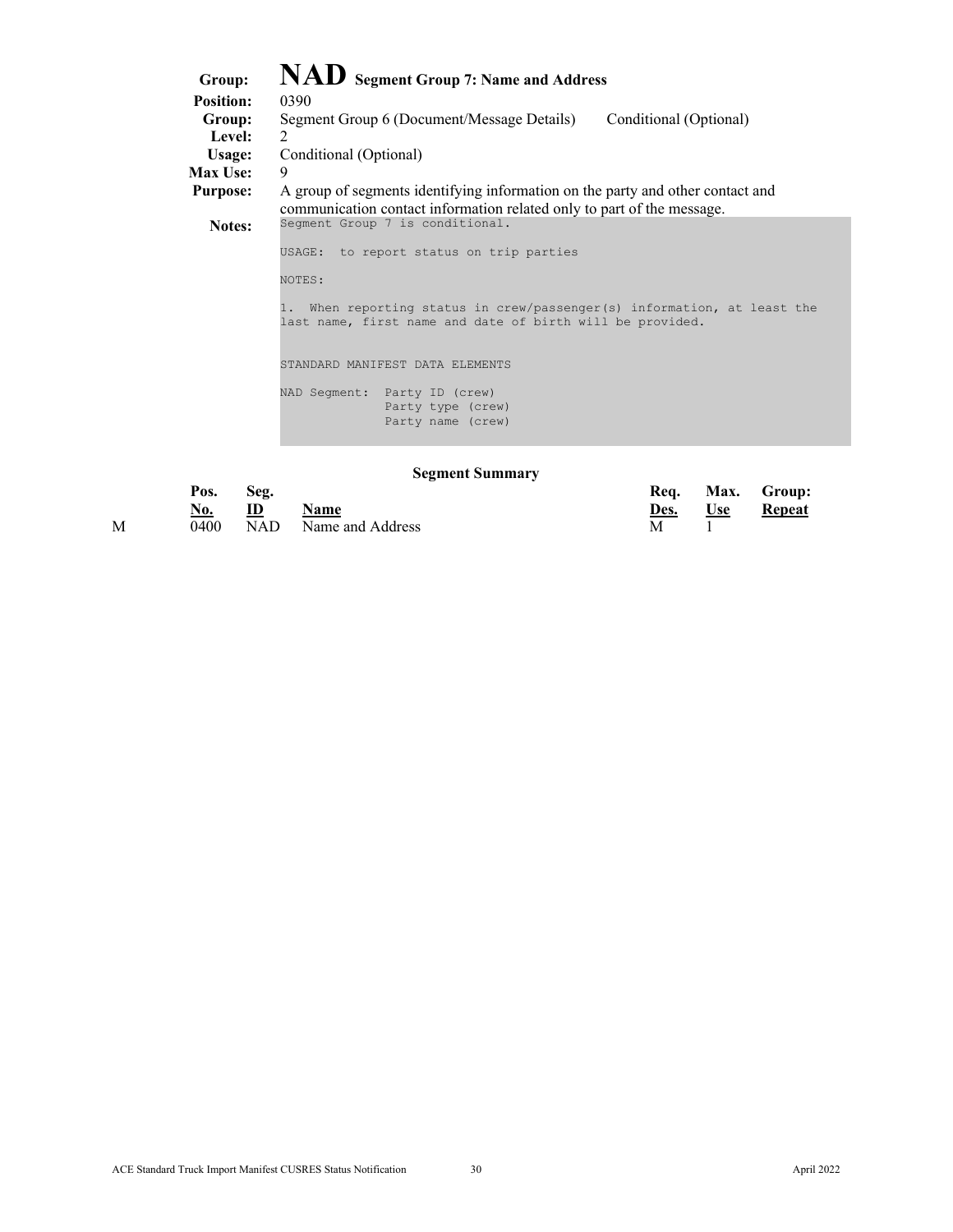# NAD Segment Group 7: Name and Address

**Group:** NAD Segment Group 7: Name and Address
**Position:** 0390
**Group:** Segment Group 6 (Document/Message Details) Conditional (Optional)
**Level:** 2
**Usage:** Conditional (Optional)
**Max Use:** 9
**Purpose:** A group of segments identifying information on the party and other contact and communication contact information related only to part of the message.
**Notes:**

```
Segment Group 7 is conditional.

USAGE:  to report status on trip parties

NOTES:

1.  When reporting status in crew/passenger(s) information, at least the
last name, first name and date of birth will be provided.


STANDARD MANIFEST DATA ELEMENTS

NAD Segment:  Party ID (crew)
              Party type (crew)
              Party name (crew)
```

### Segment Summary

| | Pos. No. | Seg. ID | Name | Req. Des. | Max. Use | Group: Repeat |
|---|---|---|---|---|---|---|
| M | 0400 | NAD | Name and Address | M | 1 | |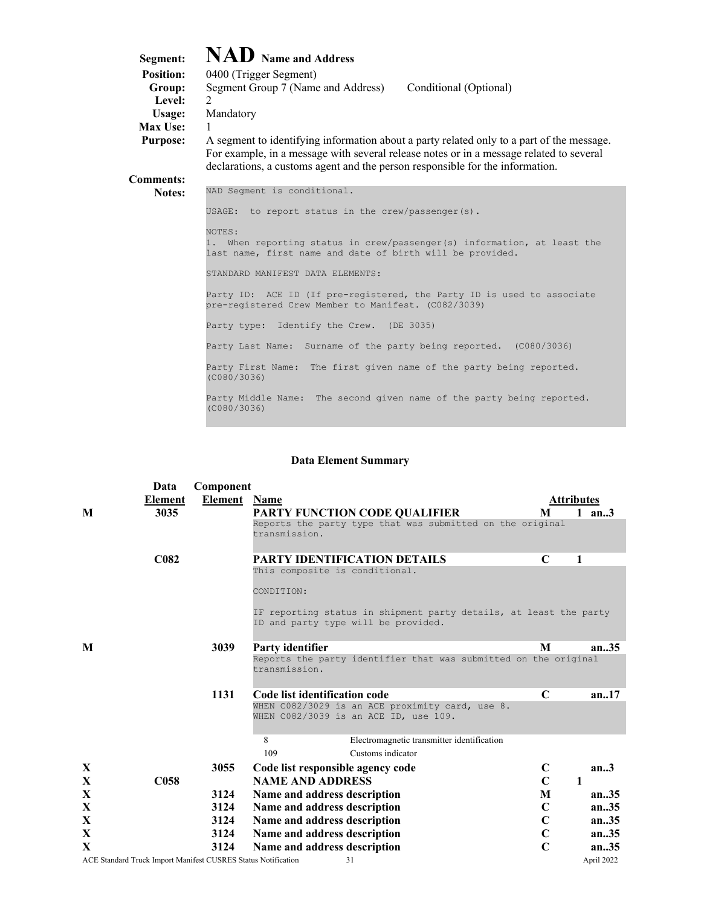# NAD Name and Address

**Segment:** NAD Name and Address
**Position:** 0400 (Trigger Segment)
**Group:** Segment Group 7 (Name and Address) Conditional (Optional)
**Level:** 2
**Usage:** Mandatory
**Max Use:** 1
**Purpose:** A segment to identifying information about a party related only to a part of the message. For example, in a message with several release notes or in a message related to several declarations, a customs agent and the person responsible for the information.
**Comments:**
**Notes:**

```
NAD Segment is conditional.

USAGE: to report status in the crew/passenger(s).

NOTES:
1. When reporting status in crew/passenger(s) information, at least the
last name, first name and date of birth will be provided.

STANDARD MANIFEST DATA ELEMENTS:

Party ID: ACE ID (If pre-registered, the Party ID is used to associate
pre-registered Crew Member to Manifest. (C082/3039)

Party type: Identify the Crew. (DE 3035)

Party Last Name: Surname of the party being reported. (C080/3036)

Party First Name: The first given name of the party being reported.
(C080/3036)

Party Middle Name: The second given name of the party being reported.
(C080/3036)
```

### Data Element Summary

| | Data Element | Component Element | Name | Attributes | | |
|---|---|---|---|---|---|---|
| M | 3035 | | **PARTY FUNCTION CODE QUALIFIER**<br>Reports the party type that was submitted on the original transmission. | M | 1 | an..3 |
| | C082 | | **PARTY IDENTIFICATION DETAILS**<br>This composite is conditional.<br>CONDITION:<br>IF reporting status in shipment party details, at least the party ID and party type will be provided. | C | 1 | |
| M | | 3039 | **Party identifier**<br>Reports the party identifier that was submitted on the original transmission. | M | | an..35 |
| | | 1131 | **Code list identification code**<br>WHEN C082/3029 is an ACE proximity card, use 8.<br>WHEN C082/3039 is an ACE ID, use 109.<br>8 Electromagnetic transmitter identification<br>109 Customs indicator | C | | an..17 |
| X | | 3055 | **Code list responsible agency code** | C | | an..3 |
| X | C058 | | **NAME AND ADDRESS** | C | 1 | |
| X | | 3124 | **Name and address description** | M | | an..35 |
| X | | 3124 | **Name and address description** | C | | an..35 |
| X | | 3124 | **Name and address description** | C | | an..35 |
| X | | 3124 | **Name and address description** | C | | an..35 |
| X | | 3124 | **Name and address description** | C | | an..35 |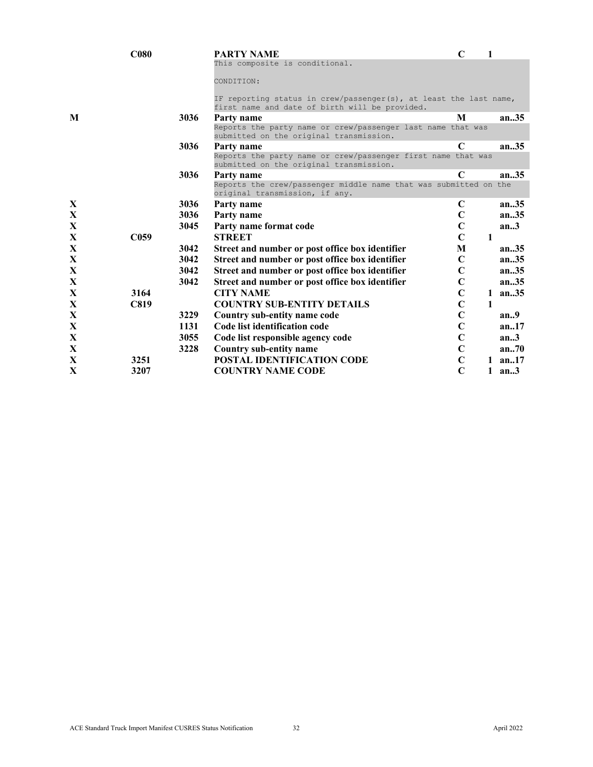| | | | | | | |
|---|---|---|---|---|---|---|
| | C080 | | **PARTY NAME** | C | 1 | |
| | | | This composite is conditional.<br><br>CONDITION:<br><br>IF reporting status in crew/passenger(s), at least the last name, first name and date of birth will be provided. | | | |
| M | | 3036 | **Party name** | M | | an..35 |
| | | | Reports the party name or crew/passenger last name that was submitted on the original transmission. | | | |
| | | 3036 | **Party name** | C | | an..35 |
| | | | Reports the party name or crew/passenger first name that was submitted on the original transmission. | | | |
| | | 3036 | **Party name** | C | | an..35 |
| | | | Reports the crew/passenger middle name that was submitted on the original transmission, if any. | | | |
| X | | 3036 | **Party name** | C | | an..35 |
| X | | 3036 | **Party name** | C | | an..35 |
| X | | 3045 | **Party name format code** | C | | an..3 |
| X | C059 | | **STREET** | C | 1 | |
| X | | 3042 | **Street and number or post office box identifier** | M | | an..35 |
| X | | 3042 | **Street and number or post office box identifier** | C | | an..35 |
| X | | 3042 | **Street and number or post office box identifier** | C | | an..35 |
| X | | 3042 | **Street and number or post office box identifier** | C | | an..35 |
| X | 3164 | | **CITY NAME** | C | 1 | an..35 |
| X | C819 | | **COUNTRY SUB-ENTITY DETAILS** | C | 1 | |
| X | | 3229 | **Country sub-entity name code** | C | | an..9 |
| X | | 1131 | **Code list identification code** | C | | an..17 |
| X | | 3055 | **Code list responsible agency code** | C | | an..3 |
| X | | 3228 | **Country sub-entity name** | C | | an..70 |
| X | 3251 | | **POSTAL IDENTIFICATION CODE** | C | 1 | an..17 |
| X | 3207 | | **COUNTRY NAME CODE** | C | 1 | an..3 |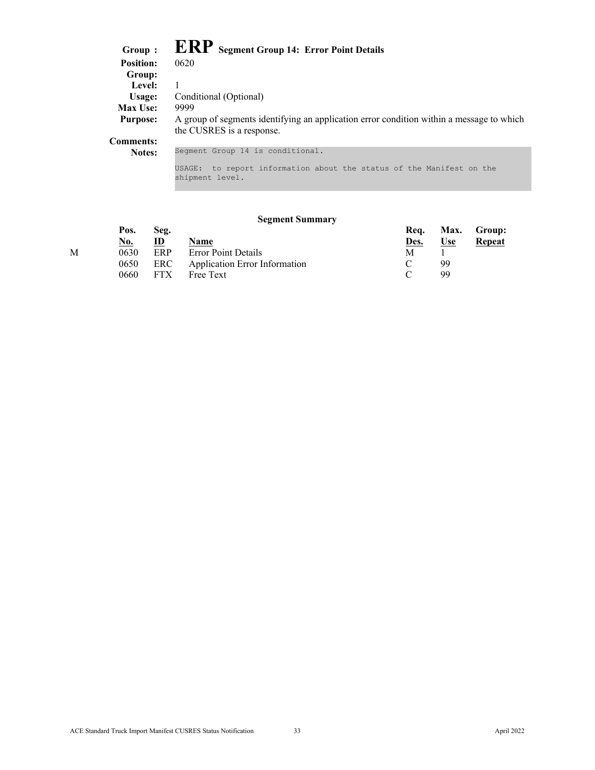# Group : ERP Segment Group 14: Error Point Details

**Position:** 0620

**Group:**

**Level:** 1

**Usage:** Conditional (Optional)

**Max Use:** 9999

**Purpose:** A group of segments identifying an application error condition within a message to which the CUSRES is a response.

**Comments:**

**Notes:**

```
Segment Group 14 is conditional.

USAGE:  to report information about the status of the Manifest on the
shipment level.
```

### Segment Summary

| | Pos. No. | Seg. ID | Name | Req. Des. | Max. Use | Group: Repeat |
|---|---|---|---|---|---|---|
| M | 0630 | ERP | Error Point Details | M | 1 | |
| | 0650 | ERC | Application Error Information | C | 99 | |
| | 0660 | FTX | Free Text | C | 99 | |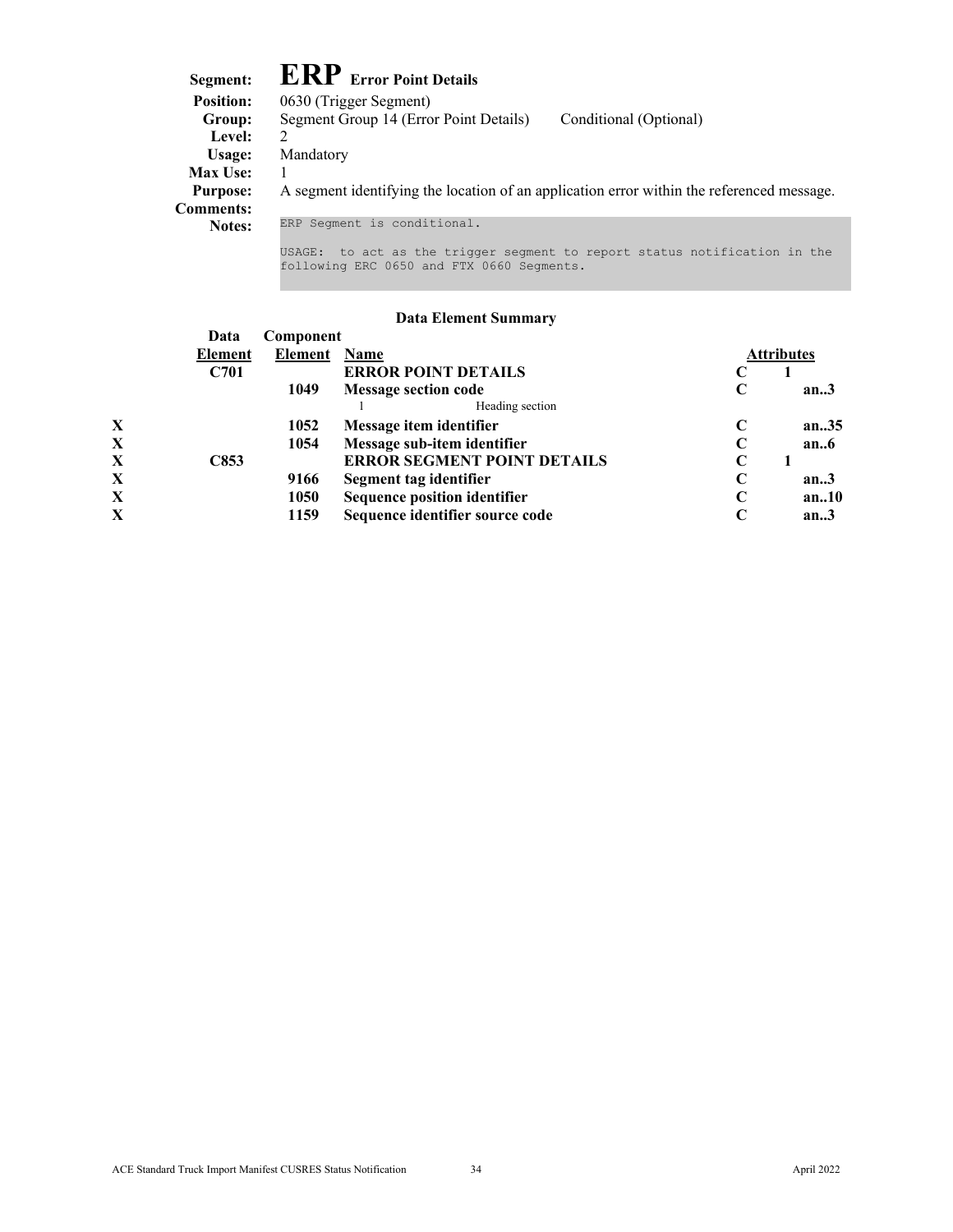# Segment: ERP Error Point Details

**Position:** 0630 (Trigger Segment)
**Group:** Segment Group 14 (Error Point Details) Conditional (Optional)
**Level:** 2
**Usage:** Mandatory
**Max Use:** 1
**Purpose:** A segment identifying the location of an application error within the referenced message.
**Comments:**
**Notes:**

```
ERP Segment is conditional.

USAGE:  to act as the trigger segment to report status notification in the
following ERC 0650 and FTX 0660 Segments.
```

### Data Element Summary

| | Data Element | Component Element | Name | Attributes | | |
|---|---|---|---|---|---|---|
| | C701 | | **ERROR POINT DETAILS** | C | 1 | |
| | | 1049 | **Message section code** | C | | an..3 |
| | | | 1 Heading section | | | |
| X | | 1052 | **Message item identifier** | C | | an..35 |
| X | | 1054 | **Message sub-item identifier** | C | | an..6 |
| X | C853 | | **ERROR SEGMENT POINT DETAILS** | C | 1 | |
| X | | 9166 | **Segment tag identifier** | C | | an..3 |
| X | | 1050 | **Sequence position identifier** | C | | an..10 |
| X | | 1159 | **Sequence identifier source code** | C | | an..3 |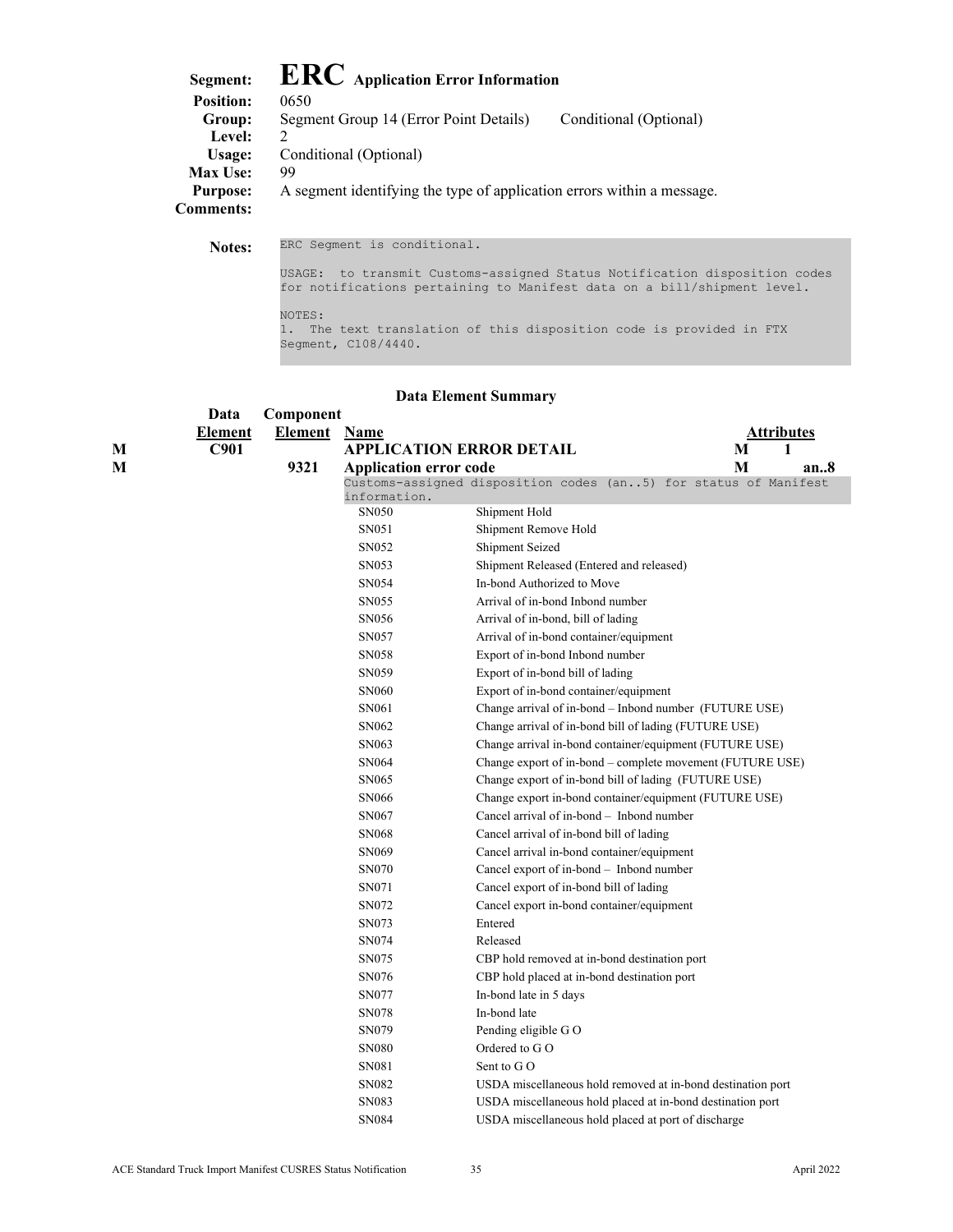# Segment: ERC Application Error Information

**Position:** 0650

**Group:** Segment Group 14 (Error Point Details) Conditional (Optional)

**Level:** 2

**Usage:** Conditional (Optional)

**Max Use:** 99

**Purpose:** A segment identifying the type of application errors within a message.

**Comments:**

**Notes:**

```
ERC Segment is conditional.

USAGE:  to transmit Customs-assigned Status Notification disposition codes
for notifications pertaining to Manifest data on a bill/shipment level.

NOTES:
1.  The text translation of this disposition code is provided in FTX
Segment, C108/4440.
```

## Data Element Summary

| | Data Element | Component Element | Name | | Attributes |
|---|---|---|---|---|---|
| M | C901 | | **APPLICATION ERROR DETAIL** | M | 1 |
| M | | 9321 | **Application error code** | M | an..8 |

Customs-assigned disposition codes (an..5) for status of Manifest information.

| Code | Description |
|---|---|
| SN050 | Shipment Hold |
| SN051 | Shipment Remove Hold |
| SN052 | Shipment Seized |
| SN053 | Shipment Released (Entered and released) |
| SN054 | In-bond Authorized to Move |
| SN055 | Arrival of in-bond Inbond number |
| SN056 | Arrival of in-bond, bill of lading |
| SN057 | Arrival of in-bond container/equipment |
| SN058 | Export of in-bond Inbond number |
| SN059 | Export of in-bond bill of lading |
| SN060 | Export of in-bond container/equipment |
| SN061 | Change arrival of in-bond – Inbond number (FUTURE USE) |
| SN062 | Change arrival of in-bond bill of lading (FUTURE USE) |
| SN063 | Change arrival in-bond container/equipment (FUTURE USE) |
| SN064 | Change export of in-bond – complete movement (FUTURE USE) |
| SN065 | Change export of in-bond bill of lading (FUTURE USE) |
| SN066 | Change export in-bond container/equipment (FUTURE USE) |
| SN067 | Cancel arrival of in-bond – Inbond number |
| SN068 | Cancel arrival of in-bond bill of lading |
| SN069 | Cancel arrival in-bond container/equipment |
| SN070 | Cancel export of in-bond – Inbond number |
| SN071 | Cancel export of in-bond bill of lading |
| SN072 | Cancel export in-bond container/equipment |
| SN073 | Entered |
| SN074 | Released |
| SN075 | CBP hold removed at in-bond destination port |
| SN076 | CBP hold placed at in-bond destination port |
| SN077 | In-bond late in 5 days |
| SN078 | In-bond late |
| SN079 | Pending eligible G O |
| SN080 | Ordered to G O |
| SN081 | Sent to G O |
| SN082 | USDA miscellaneous hold removed at in-bond destination port |
| SN083 | USDA miscellaneous hold placed at in-bond destination port |
| SN084 | USDA miscellaneous hold placed at port of discharge |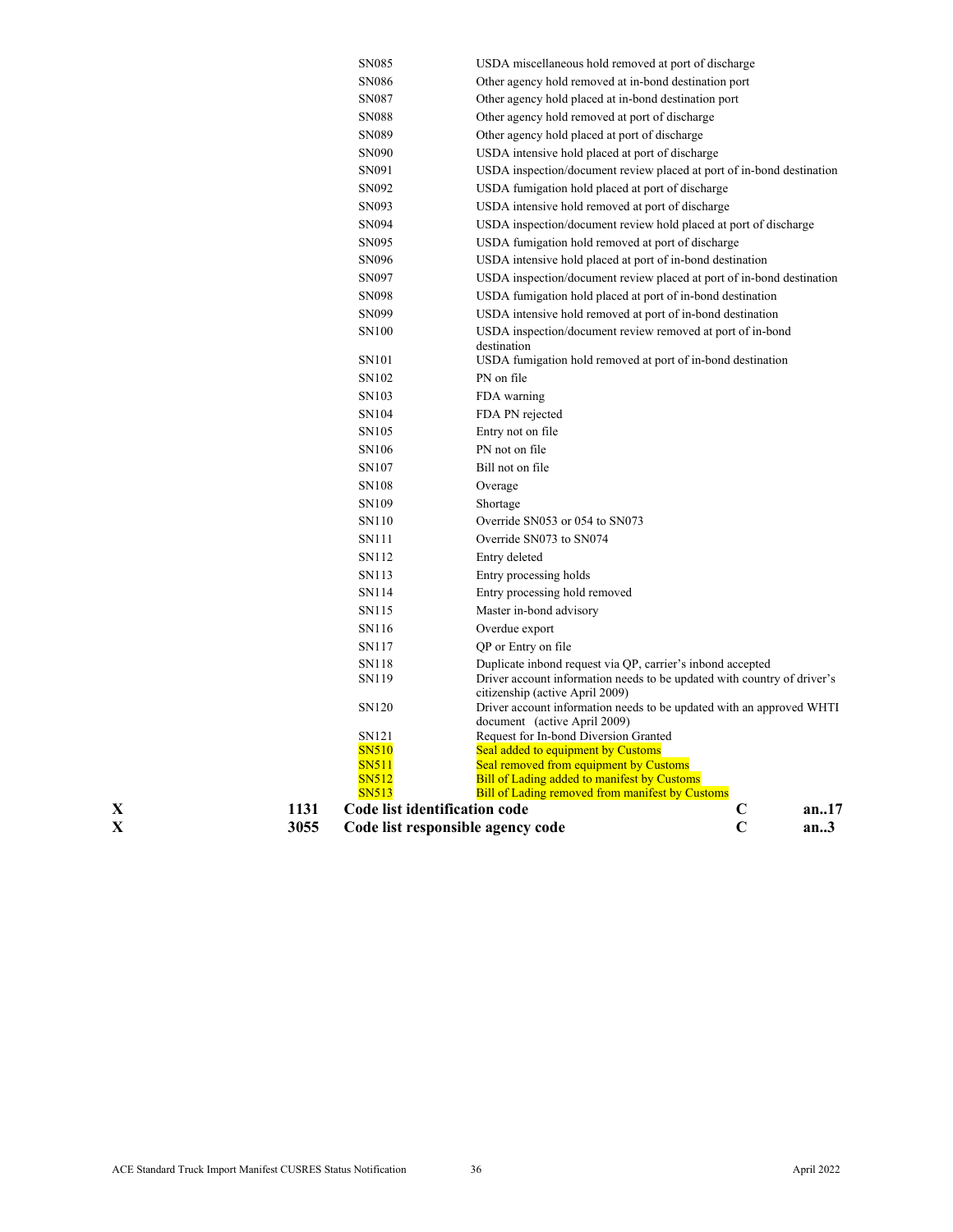| Code | Description |
|---|---|
| SN085 | USDA miscellaneous hold removed at port of discharge |
| SN086 | Other agency hold removed at in-bond destination port |
| SN087 | Other agency hold placed at in-bond destination port |
| SN088 | Other agency hold removed at port of discharge |
| SN089 | Other agency hold placed at port of discharge |
| SN090 | USDA intensive hold placed at port of discharge |
| SN091 | USDA inspection/document review placed at port of in-bond destination |
| SN092 | USDA fumigation hold placed at port of discharge |
| SN093 | USDA intensive hold removed at port of discharge |
| SN094 | USDA inspection/document review hold placed at port of discharge |
| SN095 | USDA fumigation hold removed at port of discharge |
| SN096 | USDA intensive hold placed at port of in-bond destination |
| SN097 | USDA inspection/document review placed at port of in-bond destination |
| SN098 | USDA fumigation hold placed at port of in-bond destination |
| SN099 | USDA intensive hold removed at port of in-bond destination |
| SN100 | USDA inspection/document review removed at port of in-bond destination |
| SN101 | USDA fumigation hold removed at port of in-bond destination |
| SN102 | PN on file |
| SN103 | FDA warning |
| SN104 | FDA PN rejected |
| SN105 | Entry not on file |
| SN106 | PN not on file |
| SN107 | Bill not on file |
| SN108 | Overage |
| SN109 | Shortage |
| SN110 | Override SN053 or 054 to SN073 |
| SN111 | Override SN073 to SN074 |
| SN112 | Entry deleted |
| SN113 | Entry processing holds |
| SN114 | Entry processing hold removed |
| SN115 | Master in-bond advisory |
| SN116 | Overdue export |
| SN117 | QP or Entry on file |
| SN118 | Duplicate inbond request via QP, carrier's inbond accepted |
| SN119 | Driver account information needs to be updated with country of driver's citizenship (active April 2009) |
| SN120 | Driver account information needs to be updated with an approved WHTI document (active April 2009) |
| SN121 | Request for In-bond Diversion Granted |
| SN510 | Seal added to equipment by Customs |
| SN511 | Seal removed from equipment by Customs |
| SN512 | Bill of Lading added to manifest by Customs |
| SN513 | Bill of Lading removed from manifest by Customs |

| | | | | |
|---|---|---|---|---|
| **X** | **1131** | **Code list identification code** | **C** | **an..17** |
| **X** | **3055** | **Code list responsible agency code** | **C** | **an..3** |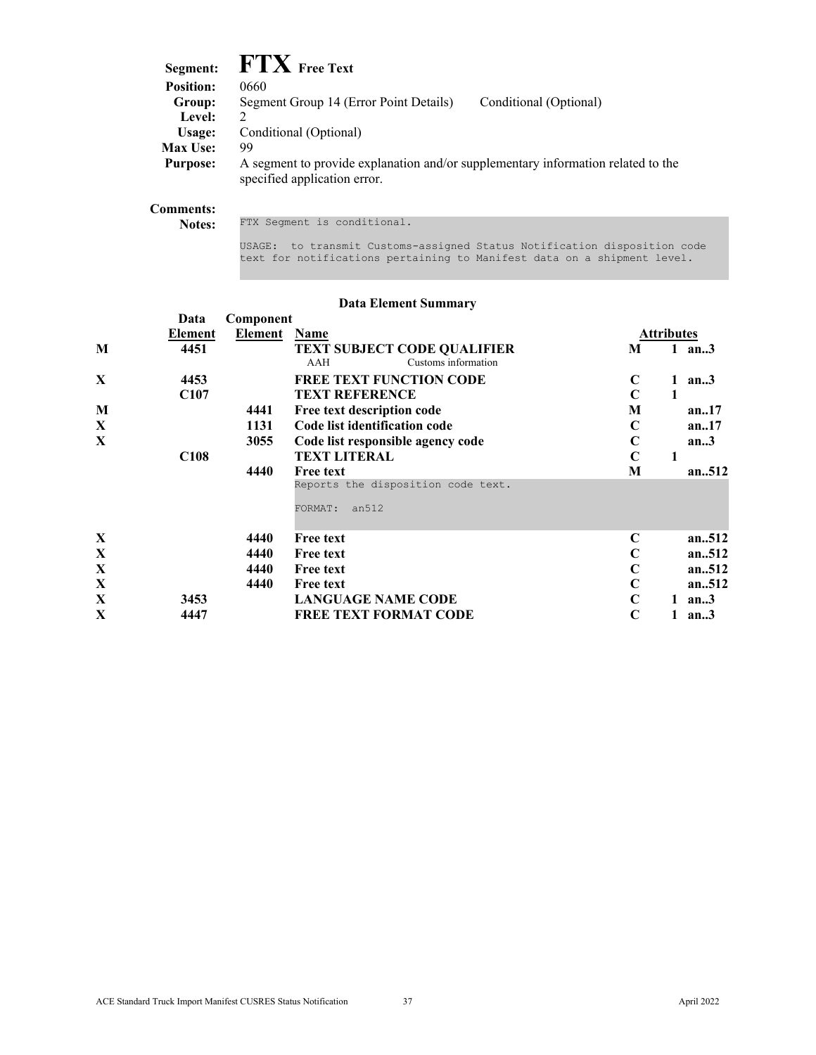**Segment:** **FTX** Free Text

**Position:** 0660

**Group:** Segment Group 14 (Error Point Details) Conditional (Optional)

**Level:** 2

**Usage:** Conditional (Optional)

**Max Use:** 99

**Purpose:** A segment to provide explanation and/or supplementary information related to the specified application error.

**Comments:**

**Notes:**

```
FTX Segment is conditional.

USAGE:  to transmit Customs-assigned Status Notification disposition code
text for notifications pertaining to Manifest data on a shipment level.
```

### Data Element Summary

| | Data Element | Component Element | Name | Attributes | | |
|---|---|---|---|---|---|---|
| **M** | **4451** | | **TEXT SUBJECT CODE QUALIFIER**<br>AAH Customs information | **M** | **1** | **an..3** |
| **X** | **4453** | | **FREE TEXT FUNCTION CODE** | **C** | **1** | **an..3** |
| | **C107** | | **TEXT REFERENCE** | **C** | **1** | |
| **M** | | **4441** | **Free text description code** | **M** | | **an..17** |
| **X** | | **1131** | **Code list identification code** | **C** | | **an..17** |
| **X** | | **3055** | **Code list responsible agency code** | **C** | | **an..3** |
| | **C108** | | **TEXT LITERAL** | **C** | **1** | |
| | | **4440** | **Free text**<br>Reports the disposition code text.<br>FORMAT: an512 | **M** | | **an..512** |
| **X** | | **4440** | **Free text** | **C** | | **an..512** |
| **X** | | **4440** | **Free text** | **C** | | **an..512** |
| **X** | | **4440** | **Free text** | **C** | | **an..512** |
| **X** | | **4440** | **Free text** | **C** | | **an..512** |
| **X** | **3453** | | **LANGUAGE NAME CODE** | **C** | **1** | **an..3** |
| **X** | **4447** | | **FREE TEXT FORMAT CODE** | **C** | **1** | **an..3** |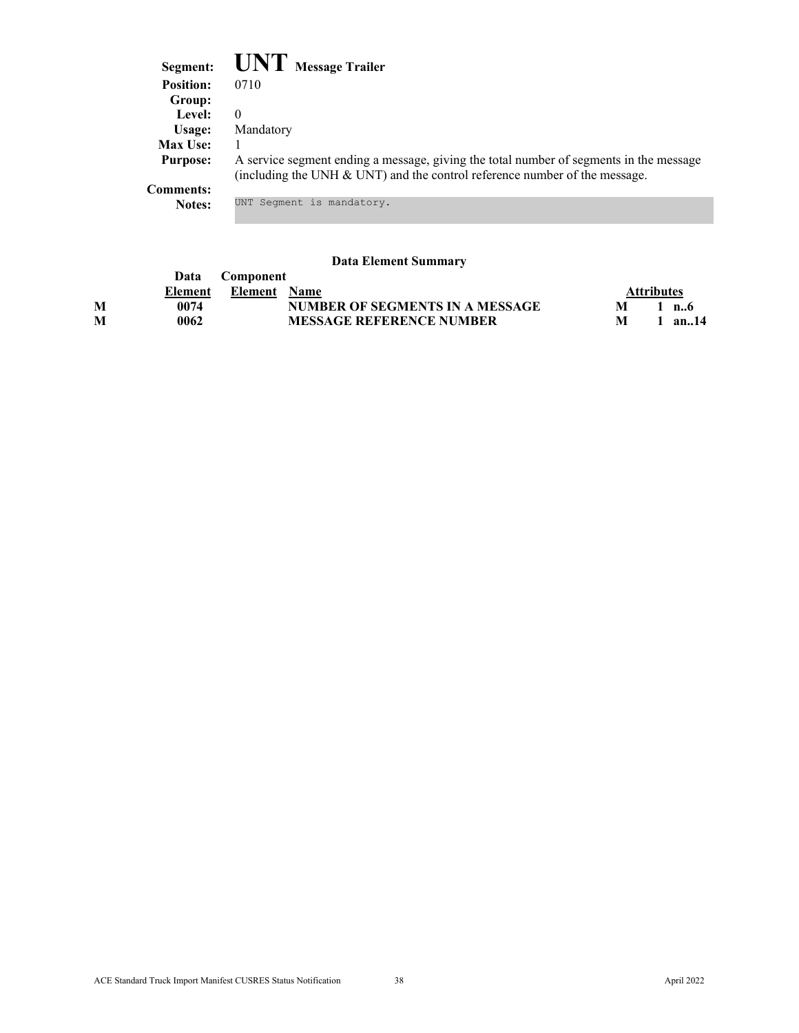**Segment:** **UNT** **Message Trailer**
**Position:** 0710
**Group:**
**Level:** 0
**Usage:** Mandatory
**Max Use:** 1
**Purpose:** A service segment ending a message, giving the total number of segments in the message (including the UNH & UNT) and the control reference number of the message.
**Comments:**
**Notes:**

```
UNT Segment is mandatory.
```

### Data Element Summary

| | Data Element | Component Element | Name | Attributes | | |
|---|---|---|---|---|---|---|
| M | 0074 | | NUMBER OF SEGMENTS IN A MESSAGE | M | 1 | n..6 |
| M | 0062 | | MESSAGE REFERENCE NUMBER | M | 1 | an..14 |